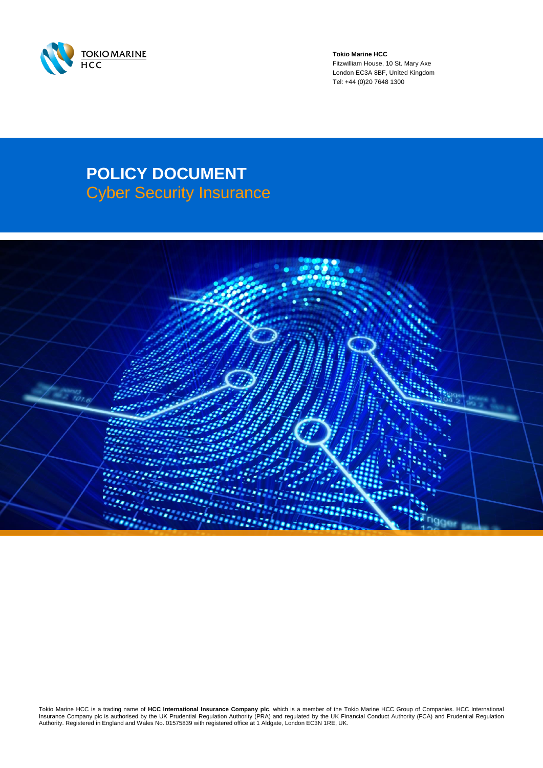**Tokio Marine HCC**
Fitzwilliam House, 10 St. Mary Axe
London EC3A 8BF, United Kingdom
Tel: +44 (0)20 7648 1300

# POLICY DOCUMENT

## Cyber Security Insurance

Tokio Marine HCC is a trading name of **HCC International Insurance Company plc**, which is a member of the Tokio Marine HCC Group of Companies. HCC International Insurance Company plc is authorised by the UK Prudential Regulation Authority (PRA) and regulated by the UK Financial Conduct Authority (FCA) and Prudential Regulation Authority. Registered in England and Wales No. 01575839 with registered office at 1 Aldgate, London EC3N 1RE, UK.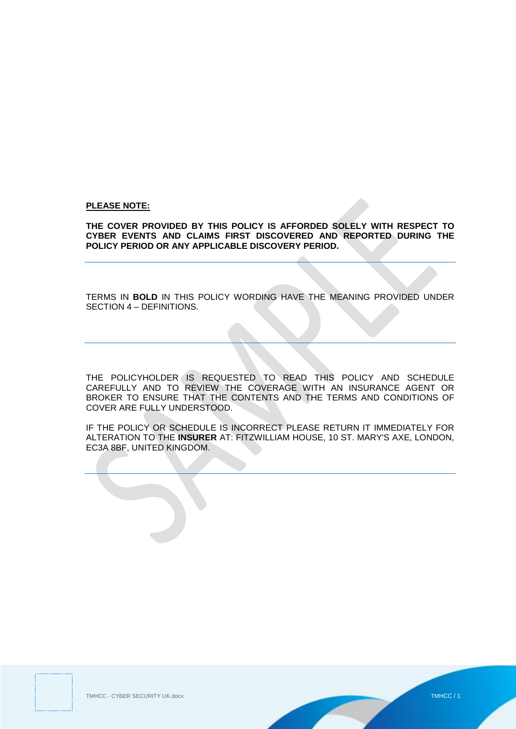**PLEASE NOTE:**

**THE COVER PROVIDED BY THIS POLICY IS AFFORDED SOLELY WITH RESPECT TO CYBER EVENTS AND CLAIMS FIRST DISCOVERED AND REPORTED DURING THE POLICY PERIOD OR ANY APPLICABLE DISCOVERY PERIOD.**

---

TERMS IN **BOLD** IN THIS POLICY WORDING HAVE THE MEANING PROVIDED UNDER SECTION 4 – DEFINITIONS.

---

THE POLICYHOLDER IS REQUESTED TO READ THIS POLICY AND SCHEDULE CAREFULLY AND TO REVIEW THE COVERAGE WITH AN INSURANCE AGENT OR BROKER TO ENSURE THAT THE CONTENTS AND THE TERMS AND CONDITIONS OF COVER ARE FULLY UNDERSTOOD.

IF THE POLICY OR SCHEDULE IS INCORRECT PLEASE RETURN IT IMMEDIATELY FOR ALTERATION TO THE **INSURER** AT: FITZWILLIAM HOUSE, 10 ST. MARY'S AXE, LONDON, EC3A 8BF, UNITED KINGDOM.

---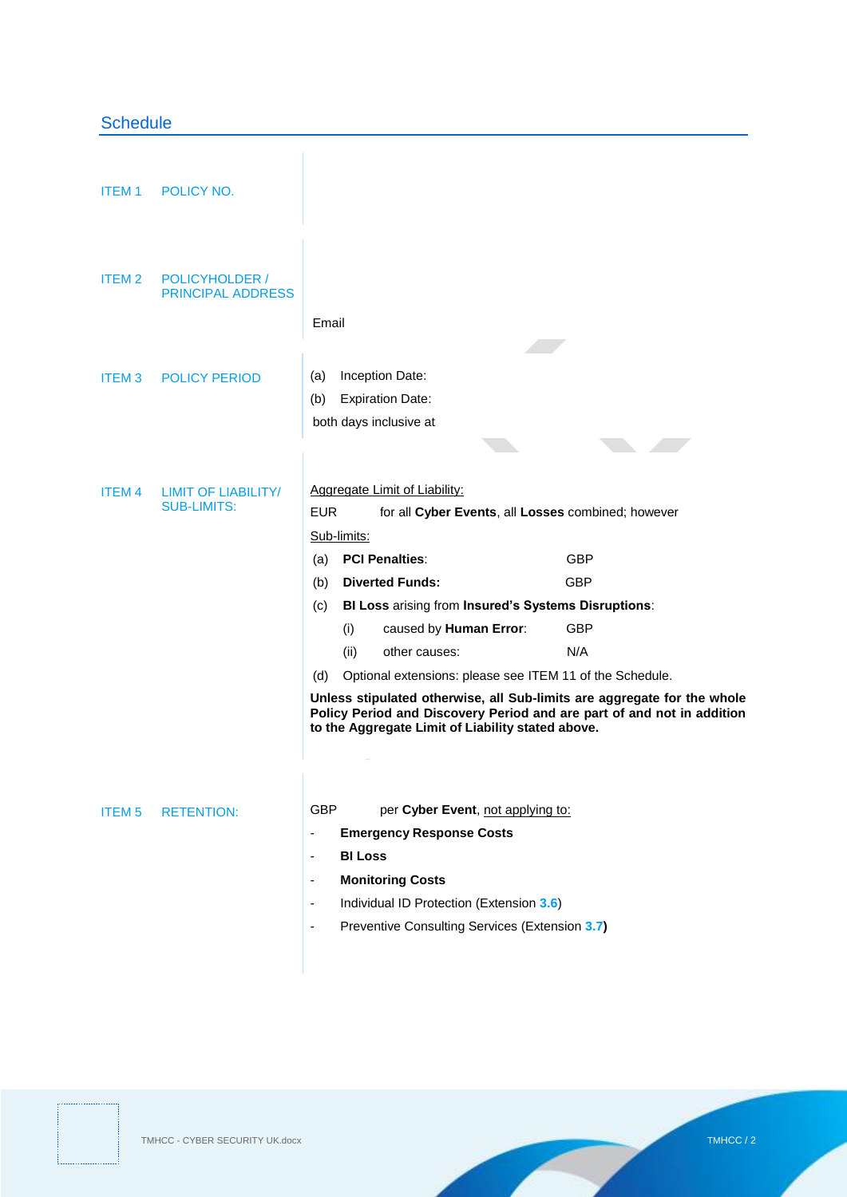## Schedule

| | | |
|---|---|---|
| ITEM 1 | POLICY NO. | |
| ITEM 2 | POLICYHOLDER / PRINCIPAL ADDRESS | Email |
| ITEM 3 | POLICY PERIOD | (a) Inception Date:<br>(b) Expiration Date:<br>both days inclusive at |
| ITEM 4 | LIMIT OF LIABILITY/ SUB-LIMITS: | Aggregate Limit of Liability:<br>EUR for all **Cyber Events**, all **Losses** combined; however<br>Sub-limits:<br>(a) **PCI Penalties**: GBP<br>(b) **Diverted Funds:** GBP<br>(c) **BI Loss** arising from **Insured's Systems Disruptions**:<br>(i) caused by **Human Error**: GBP<br>(ii) other causes: N/A<br>(d) Optional extensions: please see ITEM 11 of the Schedule.<br>**Unless stipulated otherwise, all Sub-limits are aggregate for the whole Policy Period and Discovery Period and are part of and not in addition to the Aggregate Limit of Liability stated above.** |
| ITEM 5 | RETENTION: | GBP per **Cyber Event**, not applying to:<br>- **Emergency Response Costs**<br>- **BI Loss**<br>- **Monitoring Costs**<br>- Individual ID Protection (Extension 3.6)<br>- Preventive Consulting Services (Extension 3.7) |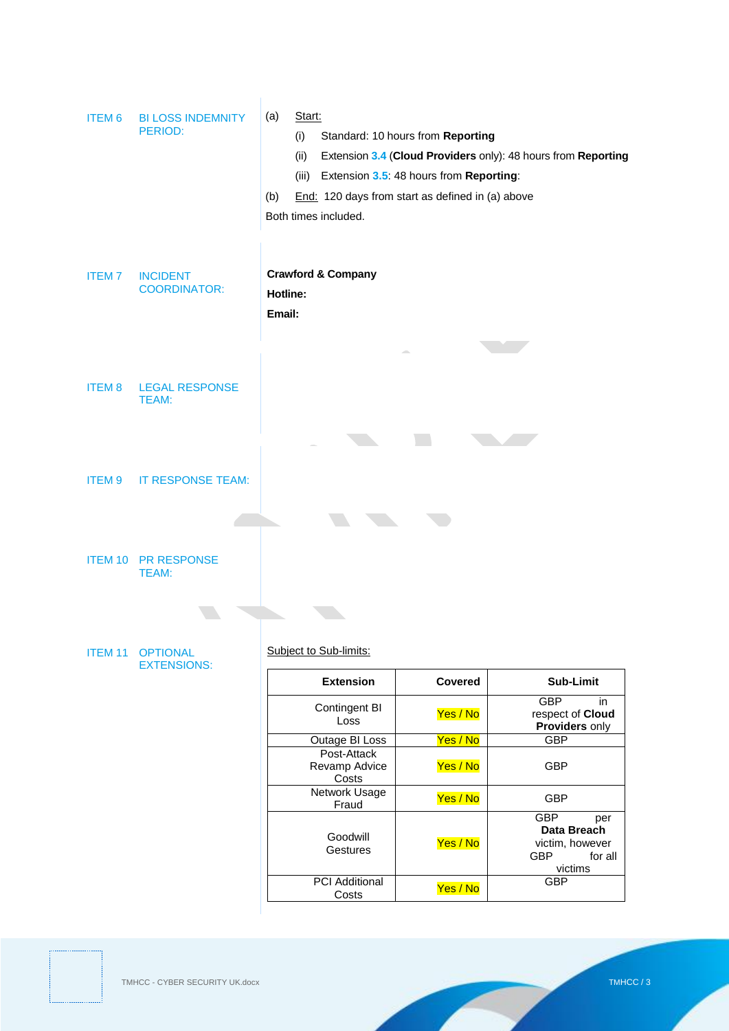**ITEM 6 BI LOSS INDEMNITY PERIOD:**

(a) Start:

(i) Standard: 10 hours from **Reporting**

(ii) Extension 3.4 (**Cloud Providers** only): 48 hours from **Reporting**

(iii) Extension 3.5: 48 hours from **Reporting**:

(b) End: 120 days from start as defined in (a) above

Both times included.

**ITEM 7 INCIDENT COORDINATOR:**

**Crawford & Company**

**Hotline:**

**Email:**

**ITEM 8 LEGAL RESPONSE TEAM:**

**ITEM 9 IT RESPONSE TEAM:**

**ITEM 10 PR RESPONSE TEAM:**

**ITEM 11 OPTIONAL EXTENSIONS:**

Subject to Sub-limits:

| Extension | Covered | Sub-Limit |
|---|---|---|
| Contingent BI Loss | Yes / No | GBP in respect of **Cloud Providers** only |
| Outage BI Loss | Yes / No | GBP |
| Post-Attack Revamp Advice Costs | Yes / No | GBP |
| Network Usage Fraud | Yes / No | GBP |
| Goodwill Gestures | Yes / No | GBP per **Data Breach** victim, however GBP for all victims |
| PCI Additional Costs | Yes / No | GBP |

TMHCC - CYBER SECURITY UK.docx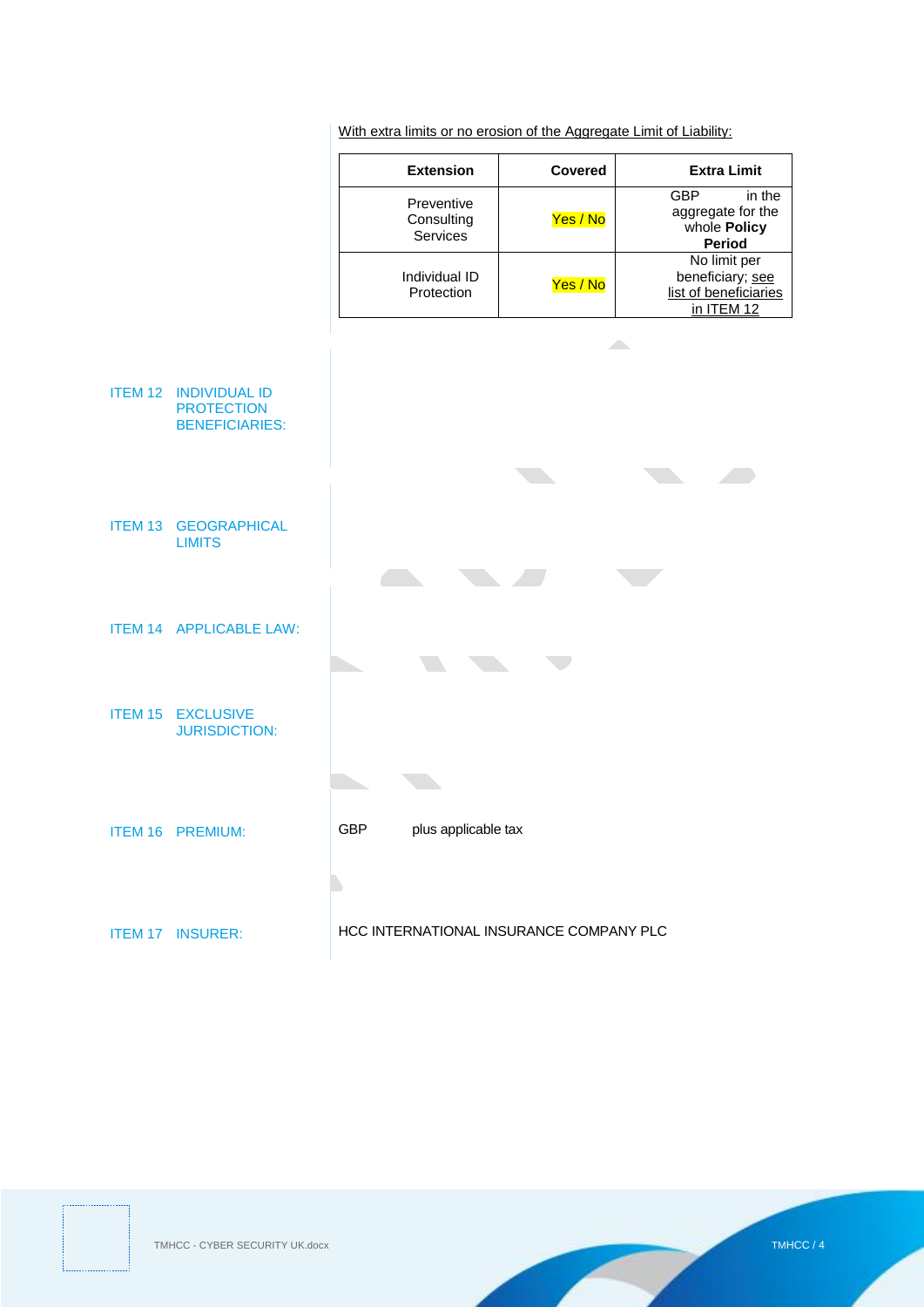With extra limits or no erosion of the Aggregate Limit of Liability:

| Extension | Covered | Extra Limit |
|---|---|---|
| Preventive Consulting Services | Yes / No | GBP in the aggregate for the whole **Policy Period** |
| Individual ID Protection | Yes / No | No limit per beneficiary; see list of beneficiaries in ITEM 12 |

ITEM 12 INDIVIDUAL ID PROTECTION BENEFICIARIES:

ITEM 13 GEOGRAPHICAL LIMITS

ITEM 14 APPLICABLE LAW:

ITEM 15 EXCLUSIVE JURISDICTION:

ITEM 16 PREMIUM: GBP plus applicable tax

ITEM 17 INSURER: HCC INTERNATIONAL INSURANCE COMPANY PLC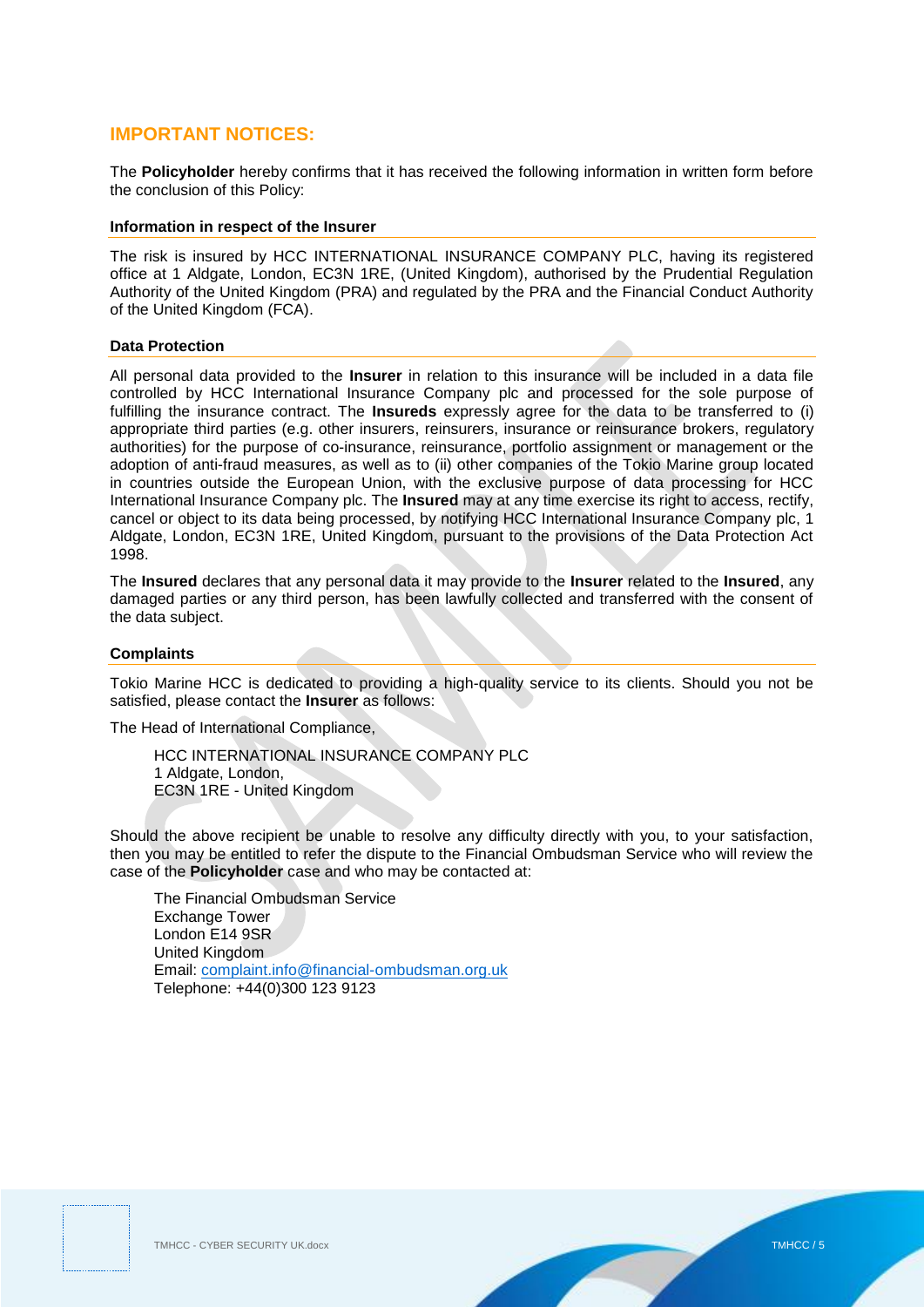## IMPORTANT NOTICES:

The **Policyholder** hereby confirms that it has received the following information in written form before the conclusion of this Policy:

### Information in respect of the Insurer

The risk is insured by HCC INTERNATIONAL INSURANCE COMPANY PLC, having its registered office at 1 Aldgate, London, EC3N 1RE, (United Kingdom), authorised by the Prudential Regulation Authority of the United Kingdom (PRA) and regulated by the PRA and the Financial Conduct Authority of the United Kingdom (FCA).

### Data Protection

All personal data provided to the **Insurer** in relation to this insurance will be included in a data file controlled by HCC International Insurance Company plc and processed for the sole purpose of fulfilling the insurance contract. The **Insureds** expressly agree for the data to be transferred to (i) appropriate third parties (e.g. other insurers, reinsurers, insurance or reinsurance brokers, regulatory authorities) for the purpose of co-insurance, reinsurance, portfolio assignment or management or the adoption of anti-fraud measures, as well as to (ii) other companies of the Tokio Marine group located in countries outside the European Union, with the exclusive purpose of data processing for HCC International Insurance Company plc. The **Insured** may at any time exercise its right to access, rectify, cancel or object to its data being processed, by notifying HCC International Insurance Company plc, 1 Aldgate, London, EC3N 1RE, United Kingdom, pursuant to the provisions of the Data Protection Act 1998.

The **Insured** declares that any personal data it may provide to the **Insurer** related to the **Insured**, any damaged parties or any third person, has been lawfully collected and transferred with the consent of the data subject.

### Complaints

Tokio Marine HCC is dedicated to providing a high-quality service to its clients. Should you not be satisfied, please contact the **Insurer** as follows:

The Head of International Compliance,

HCC INTERNATIONAL INSURANCE COMPANY PLC
1 Aldgate, London,
EC3N 1RE - United Kingdom

Should the above recipient be unable to resolve any difficulty directly with you, to your satisfaction, then you may be entitled to refer the dispute to the Financial Ombudsman Service who will review the case of the **Policyholder** case and who may be contacted at:

The Financial Ombudsman Service
Exchange Tower
London E14 9SR
United Kingdom
Email: complaint.info@financial-ombudsman.org.uk
Telephone: +44(0)300 123 9123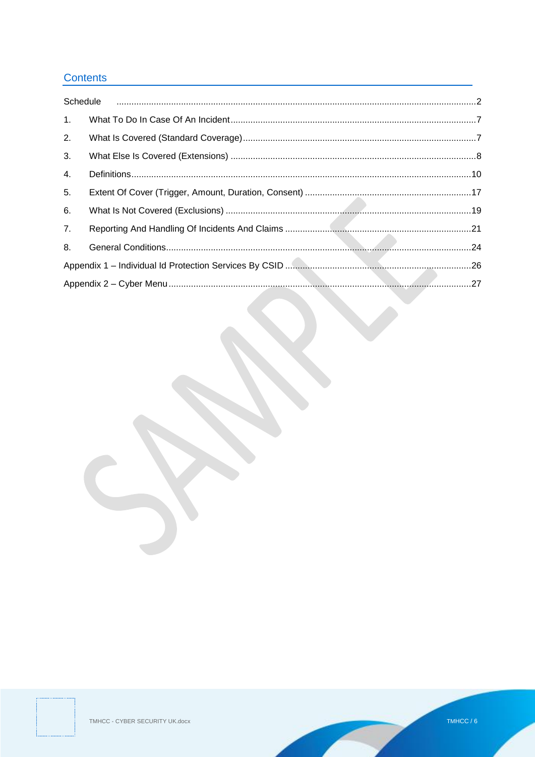## Contents

Schedule ..........2

1. What To Do In Case Of An Incident ..........7
2. What Is Covered (Standard Coverage) ..........7
3. What Else Is Covered (Extensions) ..........8
4. Definitions ..........10
5. Extent Of Cover (Trigger, Amount, Duration, Consent) ..........17
6. What Is Not Covered (Exclusions) ..........19
7. Reporting And Handling Of Incidents And Claims ..........21
8. General Conditions ..........24

Appendix 1 – Individual Id Protection Services By CSID ..........26

Appendix 2 – Cyber Menu ..........27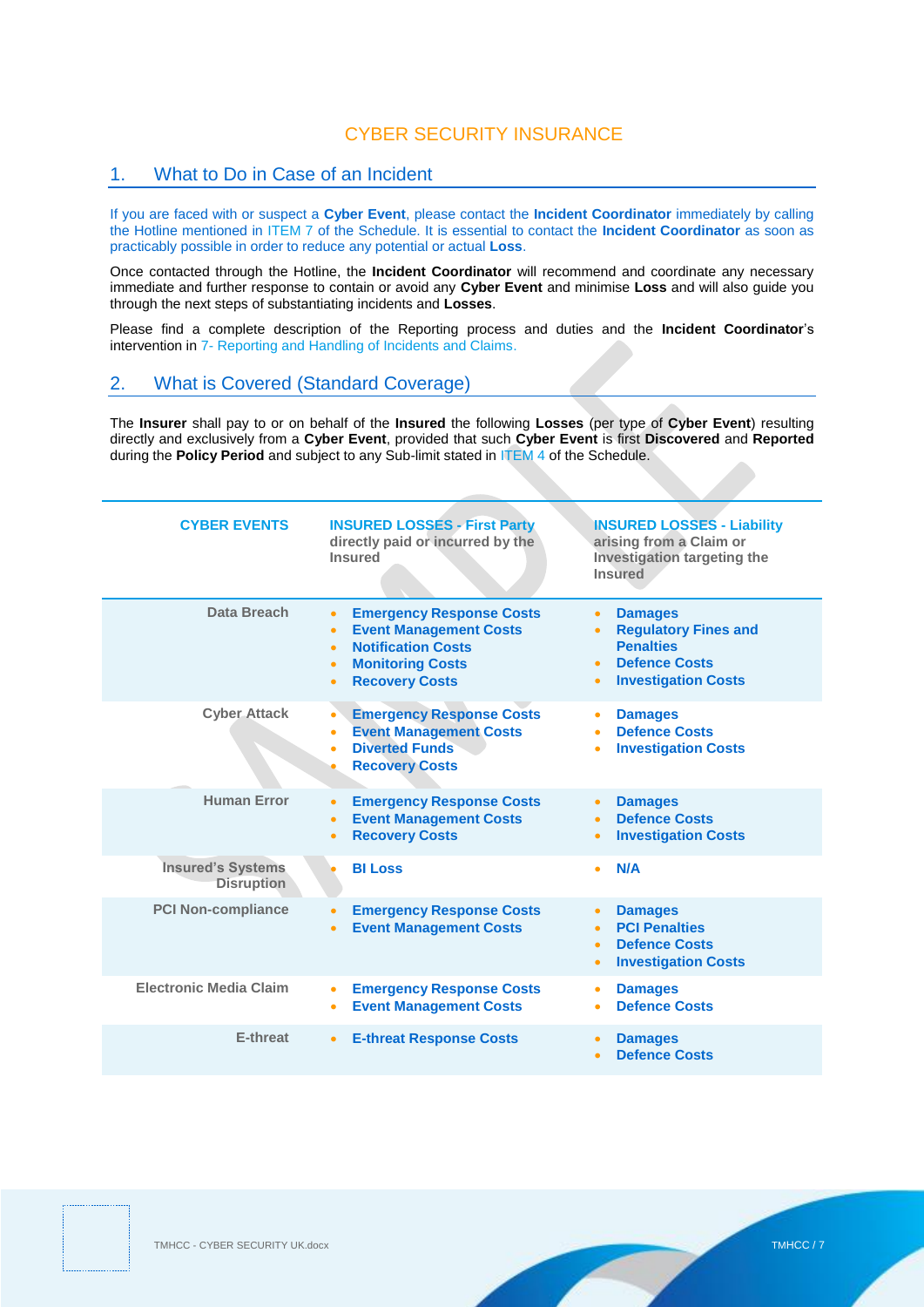# CYBER SECURITY INSURANCE

## 1. What to Do in Case of an Incident

If you are faced with or suspect a **Cyber Event**, please contact the **Incident Coordinator** immediately by calling the Hotline mentioned in ITEM 7 of the Schedule. It is essential to contact the **Incident Coordinator** as soon as practicably possible in order to reduce any potential or actual **Loss**.

Once contacted through the Hotline, the **Incident Coordinator** will recommend and coordinate any necessary immediate and further response to contain or avoid any **Cyber Event** and minimise **Loss** and will also guide you through the next steps of substantiating incidents and **Losses**.

Please find a complete description of the Reporting process and duties and the **Incident Coordinator**'s intervention in 7- Reporting and Handling of Incidents and Claims.

## 2. What is Covered (Standard Coverage)

The **Insurer** shall pay to or on behalf of the **Insured** the following **Losses** (per type of **Cyber Event**) resulting directly and exclusively from a **Cyber Event**, provided that such **Cyber Event** is first **Discovered** and **Reported** during the **Policy Period** and subject to any Sub-limit stated in ITEM 4 of the Schedule.

| CYBER EVENTS | INSURED LOSSES - First Party directly paid or incurred by the Insured | INSURED LOSSES - Liability arising from a Claim or Investigation targeting the Insured |
|---|---|---|
| Data Breach | • Emergency Response Costs<br>• Event Management Costs<br>• Notification Costs<br>• Monitoring Costs<br>• Recovery Costs | • Damages<br>• Regulatory Fines and Penalties<br>• Defence Costs<br>• Investigation Costs |
| Cyber Attack | • Emergency Response Costs<br>• Event Management Costs<br>• Diverted Funds<br>• Recovery Costs | • Damages<br>• Defence Costs<br>• Investigation Costs |
| Human Error | • Emergency Response Costs<br>• Event Management Costs<br>• Recovery Costs | • Damages<br>• Defence Costs<br>• Investigation Costs |
| Insured's Systems Disruption | • BI Loss | • N/A |
| PCI Non-compliance | • Emergency Response Costs<br>• Event Management Costs | • Damages<br>• PCI Penalties<br>• Defence Costs<br>• Investigation Costs |
| Electronic Media Claim | • Emergency Response Costs<br>• Event Management Costs | • Damages<br>• Defence Costs |
| E-threat | • E-threat Response Costs | • Damages<br>• Defence Costs |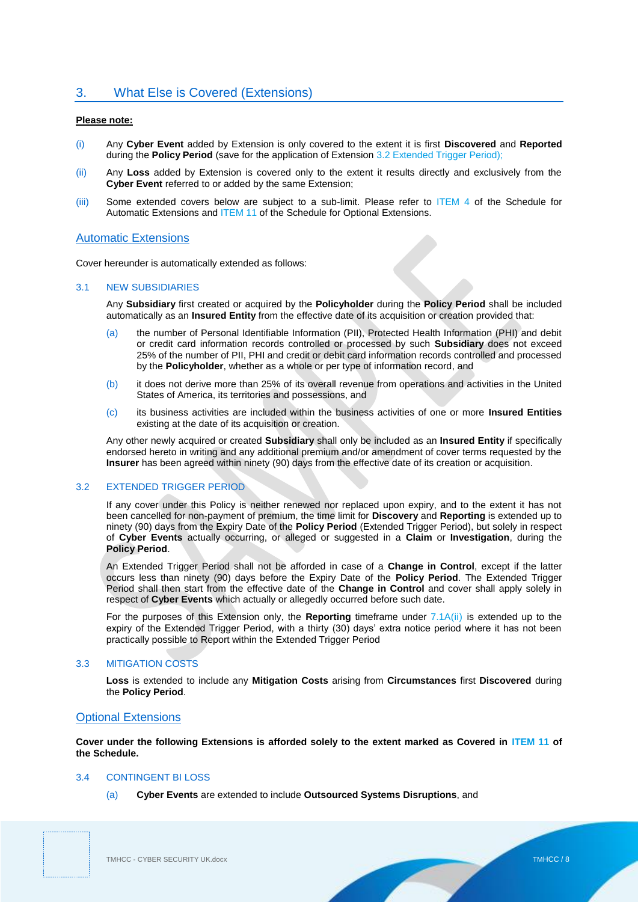## 3. What Else is Covered (Extensions)

**Please note:**

(i) Any **Cyber Event** added by Extension is only covered to the extent it is first **Discovered** and **Reported** during the **Policy Period** (save for the application of Extension 3.2 Extended Trigger Period);

(ii) Any **Loss** added by Extension is covered only to the extent it results directly and exclusively from the **Cyber Event** referred to or added by the same Extension;

(iii) Some extended covers below are subject to a sub-limit. Please refer to ITEM 4 of the Schedule for Automatic Extensions and ITEM 11 of the Schedule for Optional Extensions.

### Automatic Extensions

Cover hereunder is automatically extended as follows:

#### 3.1 NEW SUBSIDIARIES

Any **Subsidiary** first created or acquired by the **Policyholder** during the **Policy Period** shall be included automatically as an **Insured Entity** from the effective date of its acquisition or creation provided that:

(a) the number of Personal Identifiable Information (PII), Protected Health Information (PHI) and debit or credit card information records controlled or processed by such **Subsidiary** does not exceed 25% of the number of PII, PHI and credit or debit card information records controlled and processed by the **Policyholder**, whether as a whole or per type of information record, and

(b) it does not derive more than 25% of its overall revenue from operations and activities in the United States of America, its territories and possessions, and

(c) its business activities are included within the business activities of one or more **Insured Entities** existing at the date of its acquisition or creation.

Any other newly acquired or created **Subsidiary** shall only be included as an **Insured Entity** if specifically endorsed hereto in writing and any additional premium and/or amendment of cover terms requested by the **Insurer** has been agreed within ninety (90) days from the effective date of its creation or acquisition.

#### 3.2 EXTENDED TRIGGER PERIOD

If any cover under this Policy is neither renewed nor replaced upon expiry, and to the extent it has not been cancelled for non-payment of premium, the time limit for **Discovery** and **Reporting** is extended up to ninety (90) days from the Expiry Date of the **Policy Period** (Extended Trigger Period), but solely in respect of **Cyber Events** actually occurring, or alleged or suggested in a **Claim** or **Investigation**, during the **Policy Period**.

An Extended Trigger Period shall not be afforded in case of a **Change in Control**, except if the latter occurs less than ninety (90) days before the Expiry Date of the **Policy Period**. The Extended Trigger Period shall then start from the effective date of the **Change in Control** and cover shall apply solely in respect of **Cyber Events** which actually or allegedly occurred before such date.

For the purposes of this Extension only, the **Reporting** timeframe under 7.1A(ii) is extended up to the expiry of the Extended Trigger Period, with a thirty (30) days' extra notice period where it has not been practically possible to Report within the Extended Trigger Period

#### 3.3 MITIGATION COSTS

**Loss** is extended to include any **Mitigation Costs** arising from **Circumstances** first **Discovered** during the **Policy Period**.

### Optional Extensions

**Cover under the following Extensions is afforded solely to the extent marked as Covered in ITEM 11 of the Schedule.**

#### 3.4 CONTINGENT BI LOSS

(a) **Cyber Events** are extended to include **Outsourced Systems Disruptions**, and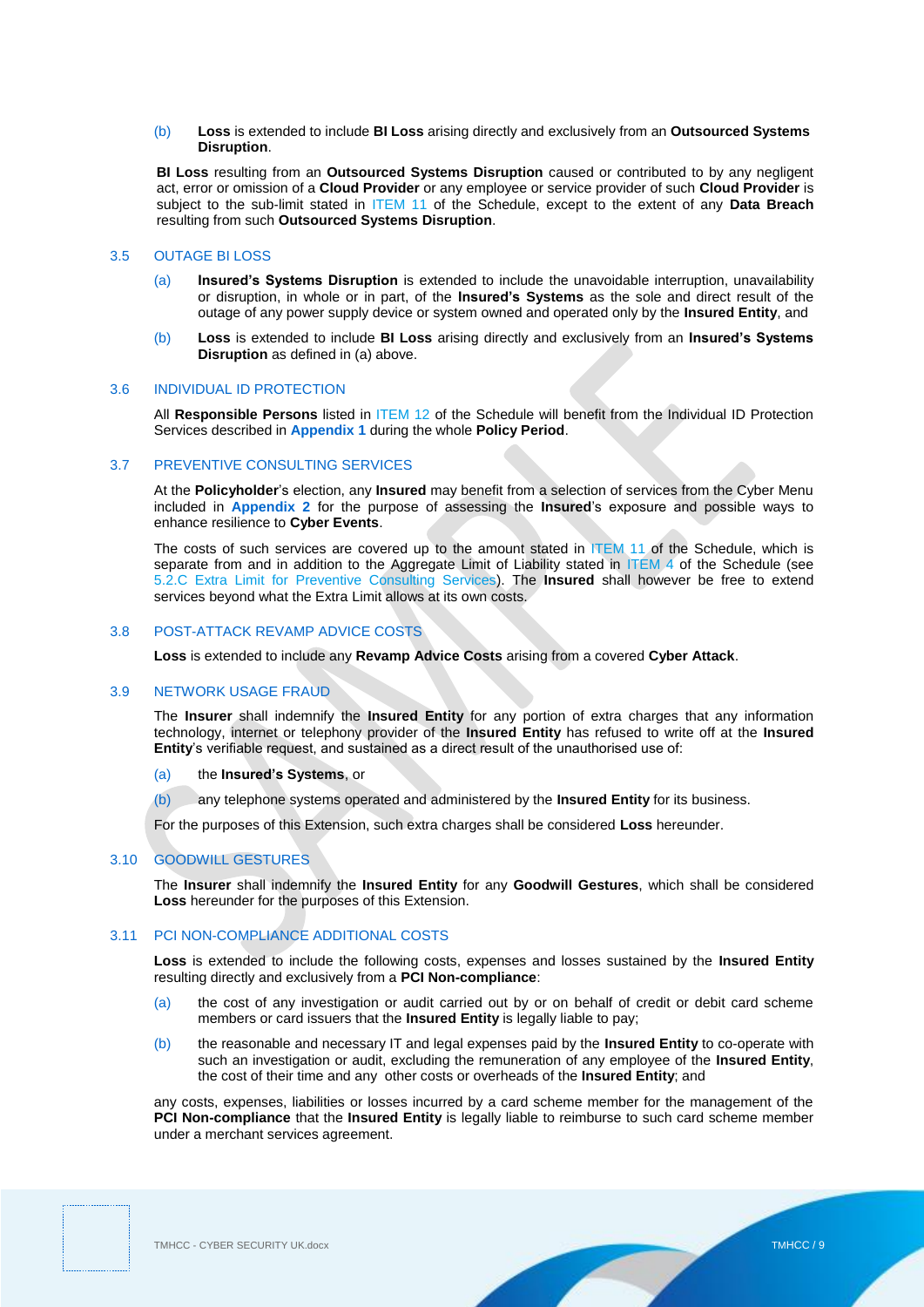(b) **Loss** is extended to include **BI Loss** arising directly and exclusively from an **Outsourced Systems Disruption**.

**BI Loss** resulting from an **Outsourced Systems Disruption** caused or contributed to by any negligent act, error or omission of a **Cloud Provider** or any employee or service provider of such **Cloud Provider** is subject to the sub-limit stated in ITEM 11 of the Schedule, except to the extent of any **Data Breach** resulting from such **Outsourced Systems Disruption**.

## 3.5 OUTAGE BI LOSS

(a) **Insured's Systems Disruption** is extended to include the unavoidable interruption, unavailability or disruption, in whole or in part, of the **Insured's Systems** as the sole and direct result of the outage of any power supply device or system owned and operated only by the **Insured Entity**, and

(b) **Loss** is extended to include **BI Loss** arising directly and exclusively from an **Insured's Systems Disruption** as defined in (a) above.

## 3.6 INDIVIDUAL ID PROTECTION

All **Responsible Persons** listed in ITEM 12 of the Schedule will benefit from the Individual ID Protection Services described in **Appendix 1** during the whole **Policy Period**.

## 3.7 PREVENTIVE CONSULTING SERVICES

At the **Policyholder**'s election, any **Insured** may benefit from a selection of services from the Cyber Menu included in **Appendix 2** for the purpose of assessing the **Insured**'s exposure and possible ways to enhance resilience to **Cyber Events**.

The costs of such services are covered up to the amount stated in ITEM 11 of the Schedule, which is separate from and in addition to the Aggregate Limit of Liability stated in ITEM 4 of the Schedule (see 5.2.C Extra Limit for Preventive Consulting Services). The **Insured** shall however be free to extend services beyond what the Extra Limit allows at its own costs.

## 3.8 POST-ATTACK REVAMP ADVICE COSTS

**Loss** is extended to include any **Revamp Advice Costs** arising from a covered **Cyber Attack**.

## 3.9 NETWORK USAGE FRAUD

The **Insurer** shall indemnify the **Insured Entity** for any portion of extra charges that any information technology, internet or telephony provider of the **Insured Entity** has refused to write off at the **Insured Entity**'s verifiable request, and sustained as a direct result of the unauthorised use of:

(a) the **Insured's Systems**, or

(b) any telephone systems operated and administered by the **Insured Entity** for its business.

For the purposes of this Extension, such extra charges shall be considered **Loss** hereunder.

## 3.10 GOODWILL GESTURES

The **Insurer** shall indemnify the **Insured Entity** for any **Goodwill Gestures**, which shall be considered **Loss** hereunder for the purposes of this Extension.

## 3.11 PCI NON-COMPLIANCE ADDITIONAL COSTS

**Loss** is extended to include the following costs, expenses and losses sustained by the **Insured Entity** resulting directly and exclusively from a **PCI Non-compliance**:

(a) the cost of any investigation or audit carried out by or on behalf of credit or debit card scheme members or card issuers that the **Insured Entity** is legally liable to pay;

(b) the reasonable and necessary IT and legal expenses paid by the **Insured Entity** to co-operate with such an investigation or audit, excluding the remuneration of any employee of the **Insured Entity**, the cost of their time and any other costs or overheads of the **Insured Entity**; and

any costs, expenses, liabilities or losses incurred by a card scheme member for the management of the **PCI Non-compliance** that the **Insured Entity** is legally liable to reimburse to such card scheme member under a merchant services agreement.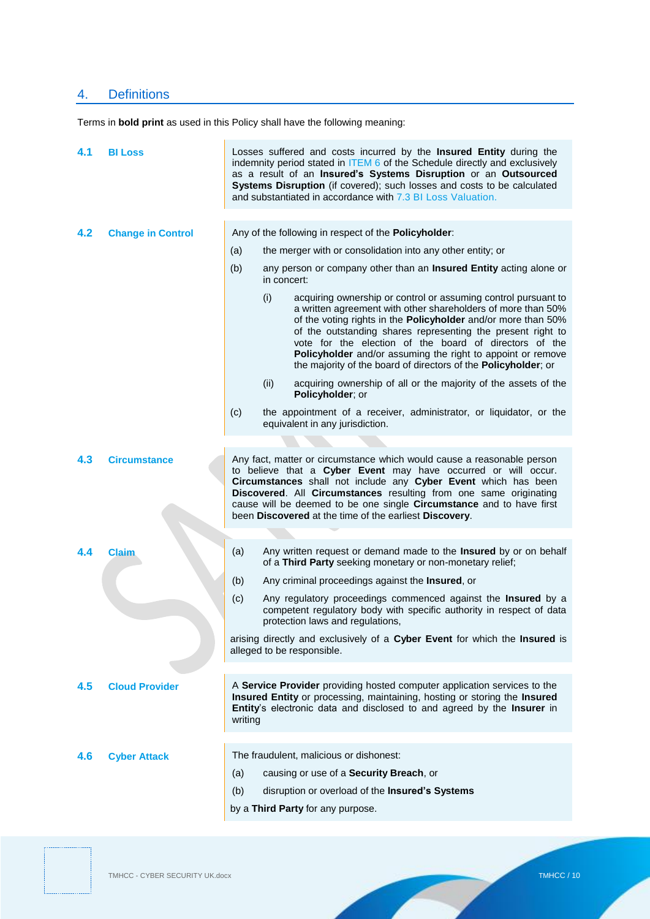## 4. Definitions

Terms in **bold print** as used in this Policy shall have the following meaning:

**4.1 BI Loss**

Losses suffered and costs incurred by the **Insured Entity** during the indemnity period stated in ITEM 6 of the Schedule directly and exclusively as a result of an **Insured's Systems Disruption** or an **Outsourced Systems Disruption** (if covered); such losses and costs to be calculated and substantiated in accordance with 7.3 BI Loss Valuation.

**4.2 Change in Control**

Any of the following in respect of the **Policyholder**:

(a) the merger with or consolidation into any other entity; or

(b) any person or company other than an **Insured Entity** acting alone or in concert:

  (i) acquiring ownership or control or assuming control pursuant to a written agreement with other shareholders of more than 50% of the voting rights in the **Policyholder** and/or more than 50% of the outstanding shares representing the present right to vote for the election of the board of directors of the **Policyholder** and/or assuming the right to appoint or remove the majority of the board of directors of the **Policyholder**; or

  (ii) acquiring ownership of all or the majority of the assets of the **Policyholder**; or

(c) the appointment of a receiver, administrator, or liquidator, or the equivalent in any jurisdiction.

**4.3 Circumstance**

Any fact, matter or circumstance which would cause a reasonable person to believe that a **Cyber Event** may have occurred or will occur. **Circumstances** shall not include any **Cyber Event** which has been **Discovered**. All **Circumstances** resulting from one same originating cause will be deemed to be one single **Circumstance** and to have first been **Discovered** at the time of the earliest **Discovery**.

**4.4 Claim**

(a) Any written request or demand made to the **Insured** by or on behalf of a **Third Party** seeking monetary or non-monetary relief;

(b) Any criminal proceedings against the **Insured**, or

(c) Any regulatory proceedings commenced against the **Insured** by a competent regulatory body with specific authority in respect of data protection laws and regulations,

arising directly and exclusively of a **Cyber Event** for which the **Insured** is alleged to be responsible.

**4.5 Cloud Provider**

A **Service Provider** providing hosted computer application services to the **Insured Entity** or processing, maintaining, hosting or storing the **Insured Entity**'s electronic data and disclosed to and agreed by the **Insurer** in writing

**4.6 Cyber Attack**

The fraudulent, malicious or dishonest:

(a) causing or use of a **Security Breach**, or

(b) disruption or overload of the **Insured's Systems**

by a **Third Party** for any purpose.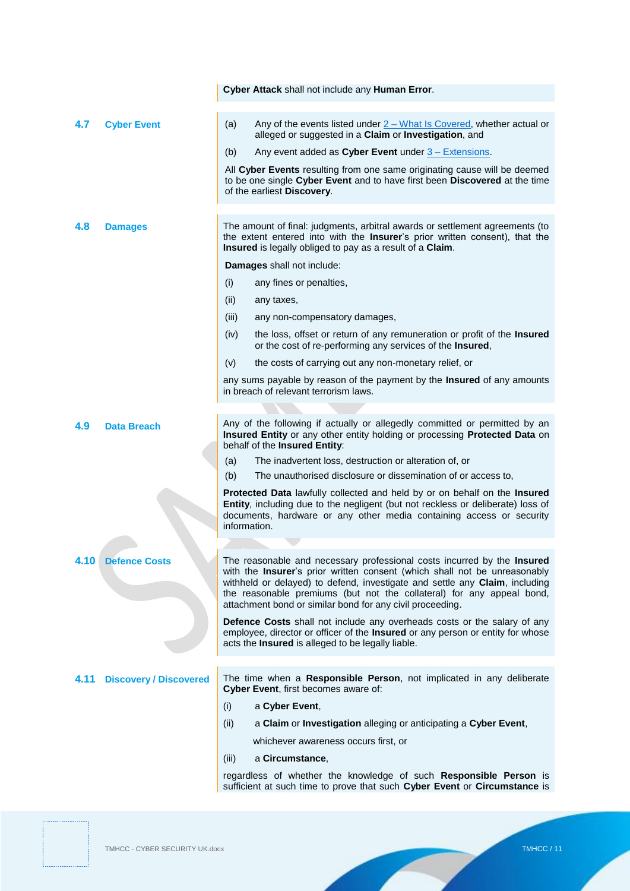**Cyber Attack** shall not include any **Human Error**.

### 4.7 Cyber Event

(a) Any of the events listed under 2 – What Is Covered, whether actual or alleged or suggested in a **Claim** or **Investigation**, and

(b) Any event added as **Cyber Event** under 3 – Extensions.

All **Cyber Events** resulting from one same originating cause will be deemed to be one single **Cyber Event** and to have first been **Discovered** at the time of the earliest **Discovery**.

### 4.8 Damages

The amount of final: judgments, arbitral awards or settlement agreements (to the extent entered into with the **Insurer**'s prior written consent), that the **Insured** is legally obliged to pay as a result of a **Claim**.

**Damages** shall not include:

(i) any fines or penalties,

(ii) any taxes,

(iii) any non-compensatory damages,

(iv) the loss, offset or return of any remuneration or profit of the **Insured** or the cost of re-performing any services of the **Insured**,

(v) the costs of carrying out any non-monetary relief, or

any sums payable by reason of the payment by the **Insured** of any amounts in breach of relevant terrorism laws.

### 4.9 Data Breach

Any of the following if actually or allegedly committed or permitted by an **Insured Entity** or any other entity holding or processing **Protected Data** on behalf of the **Insured Entity**:

(a) The inadvertent loss, destruction or alteration of, or

(b) The unauthorised disclosure or dissemination of or access to,

**Protected Data** lawfully collected and held by or on behalf on the **Insured Entity**, including due to the negligent (but not reckless or deliberate) loss of documents, hardware or any other media containing access or security information.

### 4.10 Defence Costs

The reasonable and necessary professional costs incurred by the **Insured** with the **Insurer**'s prior written consent (which shall not be unreasonably withheld or delayed) to defend, investigate and settle any **Claim**, including the reasonable premiums (but not the collateral) for any appeal bond, attachment bond or similar bond for any civil proceeding.

**Defence Costs** shall not include any overheads costs or the salary of any employee, director or officer of the **Insured** or any person or entity for whose acts the **Insured** is alleged to be legally liable.

### 4.11 Discovery / Discovered

The time when a **Responsible Person**, not implicated in any deliberate **Cyber Event**, first becomes aware of:

(i) a **Cyber Event**,

(ii) a **Claim** or **Investigation** alleging or anticipating a **Cyber Event**,

whichever awareness occurs first, or

(iii) a **Circumstance**,

regardless of whether the knowledge of such **Responsible Person** is sufficient at such time to prove that such **Cyber Event** or **Circumstance** is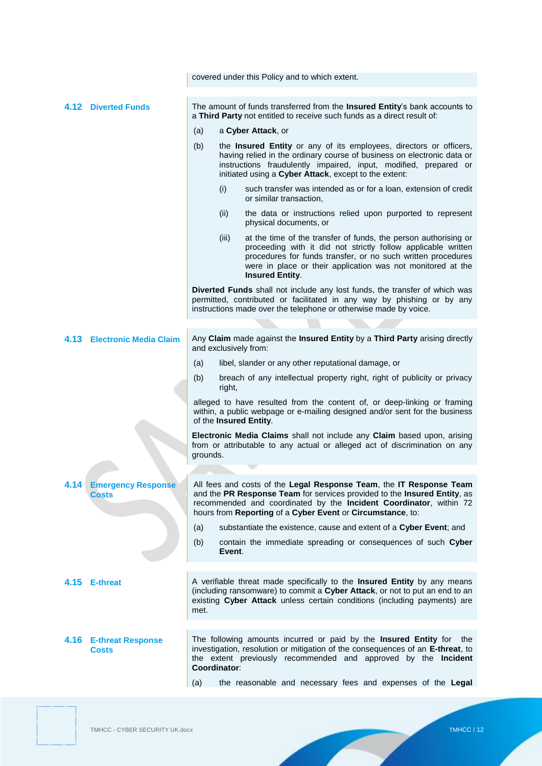covered under this Policy and to which extent.

### 4.12 Diverted Funds

The amount of funds transferred from the **Insured Entity**'s bank accounts to a **Third Party** not entitled to receive such funds as a direct result of:

(a) a **Cyber Attack**, or

(b) the **Insured Entity** or any of its employees, directors or officers, having relied in the ordinary course of business on electronic data or instructions fraudulently impaired, input, modified, prepared or initiated using a **Cyber Attack**, except to the extent:

(i) such transfer was intended as or for a loan, extension of credit or similar transaction,

(ii) the data or instructions relied upon purported to represent physical documents, or

(iii) at the time of the transfer of funds, the person authorising or proceeding with it did not strictly follow applicable written procedures for funds transfer, or no such written procedures were in place or their application was not monitored at the **Insured Entity**.

**Diverted Funds** shall not include any lost funds, the transfer of which was permitted, contributed or facilitated in any way by phishing or by any instructions made over the telephone or otherwise made by voice.

### 4.13 Electronic Media Claim

Any **Claim** made against the **Insured Entity** by a **Third Party** arising directly and exclusively from:

(a) libel, slander or any other reputational damage, or

(b) breach of any intellectual property right, right of publicity or privacy right,

alleged to have resulted from the content of, or deep-linking or framing within, a public webpage or e-mailing designed and/or sent for the business of the **Insured Entity**.

**Electronic Media Claims** shall not include any **Claim** based upon, arising from or attributable to any actual or alleged act of discrimination on any grounds.

### 4.14 Emergency Response Costs

All fees and costs of the **Legal Response Team**, the **IT Response Team** and the **PR Response Team** for services provided to the **Insured Entity**, as recommended and coordinated by the **Incident Coordinator**, within 72 hours from **Reporting** of a **Cyber Event** or **Circumstance**, to:

(a) substantiate the existence, cause and extent of a **Cyber Event**; and

(b) contain the immediate spreading or consequences of such **Cyber Event**.

### 4.15 E-threat

A verifiable threat made specifically to the **Insured Entity** by any means (including ransomware) to commit a **Cyber Attack**, or not to put an end to an existing **Cyber Attack** unless certain conditions (including payments) are met.

### 4.16 E-threat Response Costs

The following amounts incurred or paid by the **Insured Entity** for the investigation, resolution or mitigation of the consequences of an **E-threat**, to the extent previously recommended and approved by the **Incident Coordinator**:

(a) the reasonable and necessary fees and expenses of the **Legal**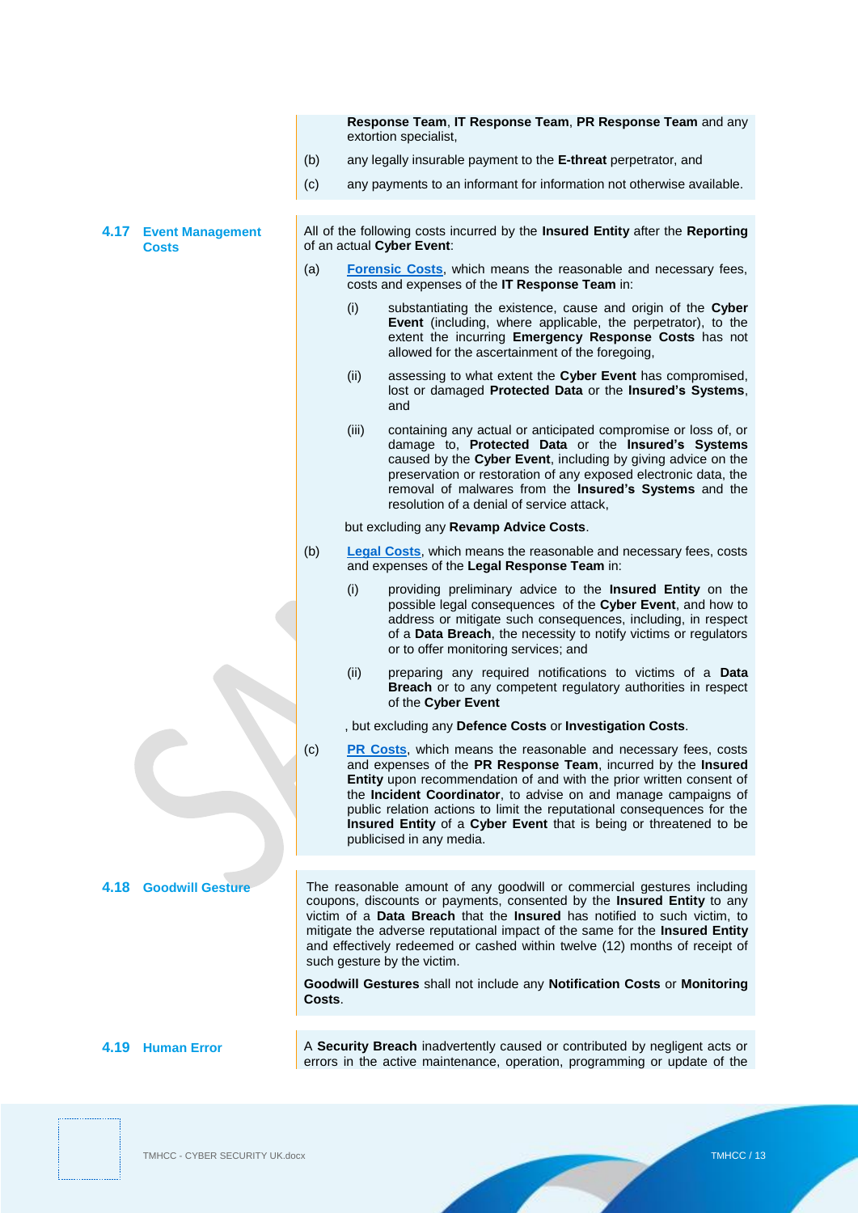**Response Team**, **IT Response Team**, **PR Response Team** and any extortion specialist,

(b) any legally insurable payment to the **E-threat** perpetrator, and

(c) any payments to an informant for information not otherwise available.

### 4.17 Event Management Costs

All of the following costs incurred by the **Insured Entity** after the **Reporting** of an actual **Cyber Event**:

(a) **Forensic Costs**, which means the reasonable and necessary fees, costs and expenses of the **IT Response Team** in:

(i) substantiating the existence, cause and origin of the **Cyber Event** (including, where applicable, the perpetrator), to the extent the incurring **Emergency Response Costs** has not allowed for the ascertainment of the foregoing,

(ii) assessing to what extent the **Cyber Event** has compromised, lost or damaged **Protected Data** or the **Insured's Systems**, and

(iii) containing any actual or anticipated compromise or loss of, or damage to, **Protected Data** or the **Insured's Systems** caused by the **Cyber Event**, including by giving advice on the preservation or restoration of any exposed electronic data, the removal of malwares from the **Insured's Systems** and the resolution of a denial of service attack,

but excluding any **Revamp Advice Costs**.

(b) **Legal Costs**, which means the reasonable and necessary fees, costs and expenses of the **Legal Response Team** in:

(i) providing preliminary advice to the **Insured Entity** on the possible legal consequences of the **Cyber Event**, and how to address or mitigate such consequences, including, in respect of a **Data Breach**, the necessity to notify victims or regulators or to offer monitoring services; and

(ii) preparing any required notifications to victims of a **Data Breach** or to any competent regulatory authorities in respect of the **Cyber Event**

, but excluding any **Defence Costs** or **Investigation Costs**.

(c) **PR Costs**, which means the reasonable and necessary fees, costs and expenses of the **PR Response Team**, incurred by the **Insured Entity** upon recommendation of and with the prior written consent of the **Incident Coordinator**, to advise on and manage campaigns of public relation actions to limit the reputational consequences for the **Insured Entity** of a **Cyber Event** that is being or threatened to be publicised in any media.

### 4.18 Goodwill Gesture

The reasonable amount of any goodwill or commercial gestures including coupons, discounts or payments, consented by the **Insured Entity** to any victim of a **Data Breach** that the **Insured** has notified to such victim, to mitigate the adverse reputational impact of the same for the **Insured Entity** and effectively redeemed or cashed within twelve (12) months of receipt of such gesture by the victim.

**Goodwill Gestures** shall not include any **Notification Costs** or **Monitoring Costs**.

### 4.19 Human Error

A **Security Breach** inadvertently caused or contributed by negligent acts or errors in the active maintenance, operation, programming or update of the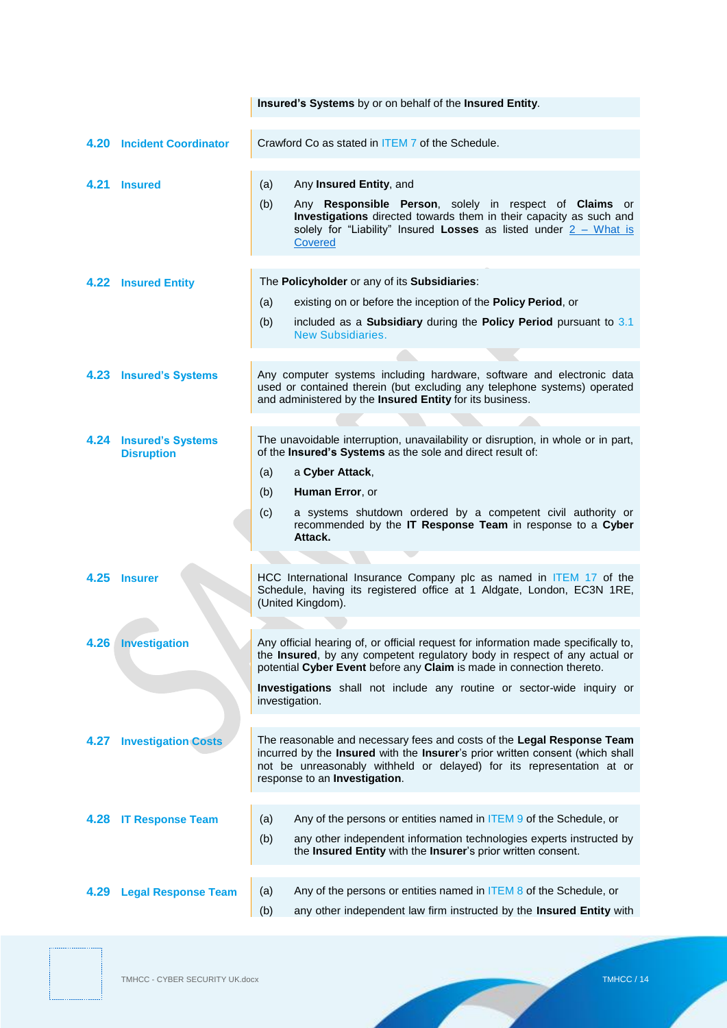**Insured's Systems** by or on behalf of the **Insured Entity**.

| | |
|---|---|
| **4.20 Incident Coordinator** | Crawford Co as stated in ITEM 7 of the Schedule. |
| **4.21 Insured** | (a) Any **Insured Entity**, and<br>(b) Any **Responsible Person**, solely in respect of **Claims** or **Investigations** directed towards them in their capacity as such and solely for "Liability" Insured **Losses** as listed under 2 – What is Covered |
| **4.22 Insured Entity** | The **Policyholder** or any of its **Subsidiaries**:<br>(a) existing on or before the inception of the **Policy Period**, or<br>(b) included as a **Subsidiary** during the **Policy Period** pursuant to 3.1 New Subsidiaries. |
| **4.23 Insured's Systems** | Any computer systems including hardware, software and electronic data used or contained therein (but excluding any telephone systems) operated and administered by the **Insured Entity** for its business. |
| **4.24 Insured's Systems Disruption** | The unavoidable interruption, unavailability or disruption, in whole or in part, of the **Insured's Systems** as the sole and direct result of:<br>(a) a **Cyber Attack**,<br>(b) **Human Error**, or<br>(c) a systems shutdown ordered by a competent civil authority or recommended by the **IT Response Team** in response to a **Cyber Attack.** |
| **4.25 Insurer** | HCC International Insurance Company plc as named in ITEM 17 of the Schedule, having its registered office at 1 Aldgate, London, EC3N 1RE, (United Kingdom). |
| **4.26 Investigation** | Any official hearing of, or official request for information made specifically to, the **Insured**, by any competent regulatory body in respect of any actual or potential **Cyber Event** before any **Claim** is made in connection thereto.<br>**Investigations** shall not include any routine or sector-wide inquiry or investigation. |
| **4.27 Investigation Costs** | The reasonable and necessary fees and costs of the **Legal Response Team** incurred by the **Insured** with the **Insurer**'s prior written consent (which shall not be unreasonably withheld or delayed) for its representation at or response to an **Investigation**. |
| **4.28 IT Response Team** | (a) Any of the persons or entities named in ITEM 9 of the Schedule, or<br>(b) any other independent information technologies experts instructed by the **Insured Entity** with the **Insurer**'s prior written consent. |
| **4.29 Legal Response Team** | (a) Any of the persons or entities named in ITEM 8 of the Schedule, or<br>(b) any other independent law firm instructed by the **Insured Entity** with |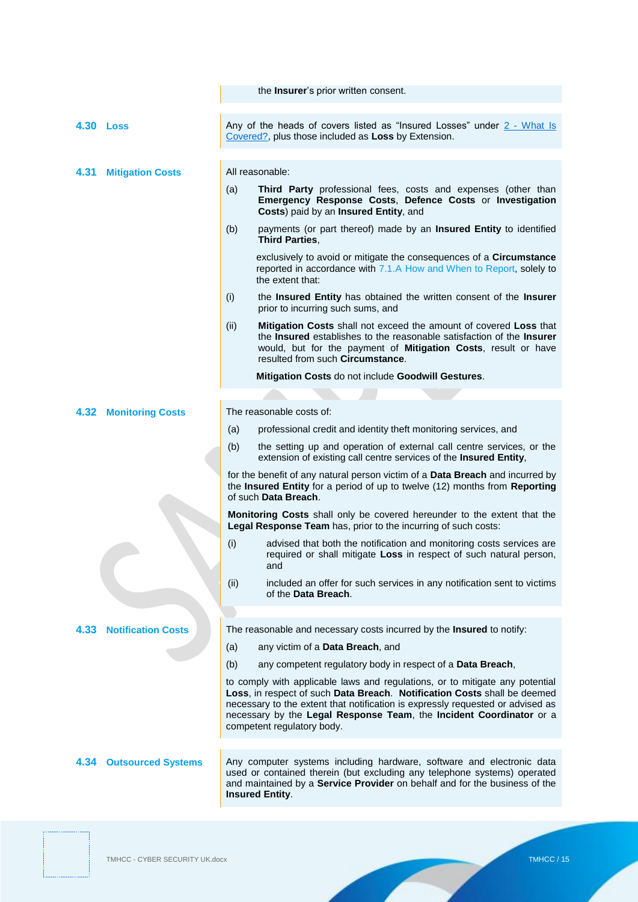the **Insurer**'s prior written consent.

**4.30 Loss**

Any of the heads of covers listed as "Insured Losses" under 2 - What Is Covered?, plus those included as **Loss** by Extension.

**4.31 Mitigation Costs**

All reasonable:

(a) **Third Party** professional fees, costs and expenses (other than **Emergency Response Costs**, **Defence Costs** or **Investigation Costs**) paid by an **Insured Entity**, and

(b) payments (or part thereof) made by an **Insured Entity** to identified **Third Parties**,

exclusively to avoid or mitigate the consequences of a **Circumstance** reported in accordance with 7.1.A How and When to Report, solely to the extent that:

(i) the **Insured Entity** has obtained the written consent of the **Insurer** prior to incurring such sums, and

(ii) **Mitigation Costs** shall not exceed the amount of covered **Loss** that the **Insured** establishes to the reasonable satisfaction of the **Insurer** would, but for the payment of **Mitigation Costs**, result or have resulted from such **Circumstance**.

**Mitigation Costs** do not include **Goodwill Gestures**.

**4.32 Monitoring Costs**

The reasonable costs of:

(a) professional credit and identity theft monitoring services, and

(b) the setting up and operation of external call centre services, or the extension of existing call centre services of the **Insured Entity**,

for the benefit of any natural person victim of a **Data Breach** and incurred by the **Insured Entity** for a period of up to twelve (12) months from **Reporting** of such **Data Breach**.

**Monitoring Costs** shall only be covered hereunder to the extent that the **Legal Response Team** has, prior to the incurring of such costs:

(i) advised that both the notification and monitoring costs services are required or shall mitigate **Loss** in respect of such natural person, and

(ii) included an offer for such services in any notification sent to victims of the **Data Breach**.

**4.33 Notification Costs**

The reasonable and necessary costs incurred by the **Insured** to notify:

(a) any victim of a **Data Breach**, and

(b) any competent regulatory body in respect of a **Data Breach**,

to comply with applicable laws and regulations, or to mitigate any potential **Loss**, in respect of such **Data Breach**. **Notification Costs** shall be deemed necessary to the extent that notification is expressly requested or advised as necessary by the **Legal Response Team**, the **Incident Coordinator** or a competent regulatory body.

**4.34 Outsourced Systems**

Any computer systems including hardware, software and electronic data used or contained therein (but excluding any telephone systems) operated and maintained by a **Service Provider** on behalf and for the business of the **Insured Entity**.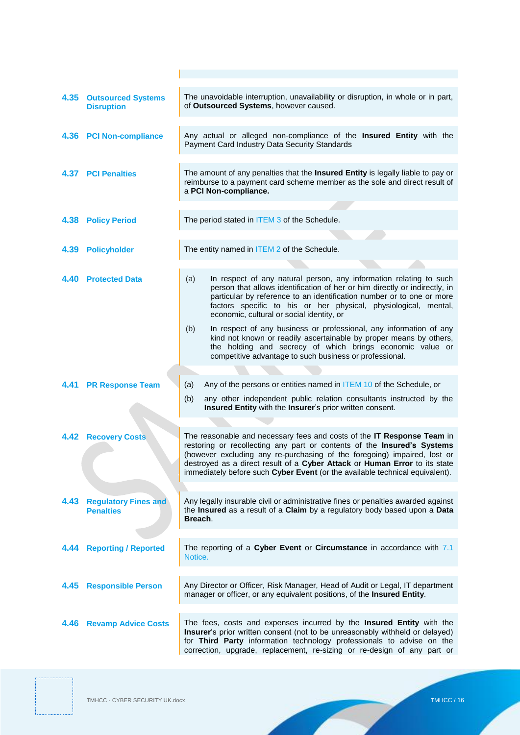**4.35 Outsourced Systems Disruption**

The unavoidable interruption, unavailability or disruption, in whole or in part, of **Outsourced Systems**, however caused.

**4.36 PCI Non-compliance**

Any actual or alleged non-compliance of the **Insured Entity** with the Payment Card Industry Data Security Standards

**4.37 PCI Penalties**

The amount of any penalties that the **Insured Entity** is legally liable to pay or reimburse to a payment card scheme member as the sole and direct result of a **PCI Non-compliance.**

**4.38 Policy Period**

The period stated in ITEM 3 of the Schedule.

**4.39 Policyholder**

The entity named in ITEM 2 of the Schedule.

**4.40 Protected Data**

(a) In respect of any natural person, any information relating to such person that allows identification of her or him directly or indirectly, in particular by reference to an identification number or to one or more factors specific to his or her physical, physiological, mental, economic, cultural or social identity, or

(b) In respect of any business or professional, any information of any kind not known or readily ascertainable by proper means by others, the holding and secrecy of which brings economic value or competitive advantage to such business or professional.

**4.41 PR Response Team**

(a) Any of the persons or entities named in ITEM 10 of the Schedule, or

(b) any other independent public relation consultants instructed by the **Insured Entity** with the **Insurer**'s prior written consent.

**4.42 Recovery Costs**

The reasonable and necessary fees and costs of the **IT Response Team** in restoring or recollecting any part or contents of the **Insured's Systems** (however excluding any re-purchasing of the foregoing) impaired, lost or destroyed as a direct result of a **Cyber Attack** or **Human Error** to its state immediately before such **Cyber Event** (or the available technical equivalent).

**4.43 Regulatory Fines and Penalties**

Any legally insurable civil or administrative fines or penalties awarded against the **Insured** as a result of a **Claim** by a regulatory body based upon a **Data Breach**.

**4.44 Reporting / Reported**

The reporting of a **Cyber Event** or **Circumstance** in accordance with 7.1 Notice.

**4.45 Responsible Person**

Any Director or Officer, Risk Manager, Head of Audit or Legal, IT department manager or officer, or any equivalent positions, of the **Insured Entity**.

**4.46 Revamp Advice Costs**

The fees, costs and expenses incurred by the **Insured Entity** with the **Insurer**'s prior written consent (not to be unreasonably withheld or delayed) for **Third Party** information technology professionals to advise on the correction, upgrade, replacement, re-sizing or re-design of any part or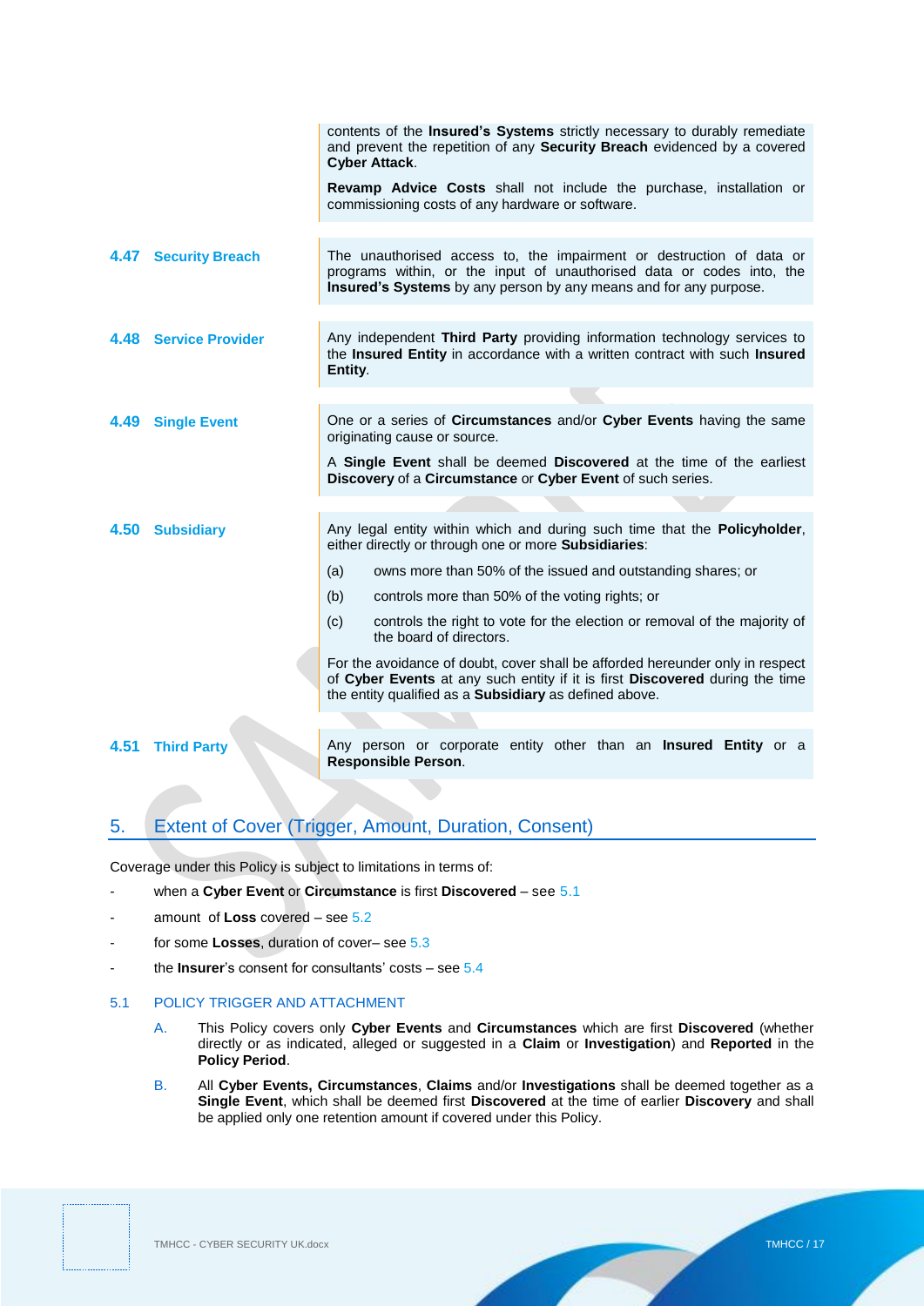contents of the **Insured's Systems** strictly necessary to durably remediate and prevent the repetition of any **Security Breach** evidenced by a covered **Cyber Attack**.

**Revamp Advice Costs** shall not include the purchase, installation or commissioning costs of any hardware or software.

**4.47 Security Breach**

The unauthorised access to, the impairment or destruction of data or programs within, or the input of unauthorised data or codes into, the **Insured's Systems** by any person by any means and for any purpose.

**4.48 Service Provider**

Any independent **Third Party** providing information technology services to the **Insured Entity** in accordance with a written contract with such **Insured Entity**.

**4.49 Single Event**

One or a series of **Circumstances** and/or **Cyber Events** having the same originating cause or source.

A **Single Event** shall be deemed **Discovered** at the time of the earliest **Discovery** of a **Circumstance** or **Cyber Event** of such series.

**4.50 Subsidiary**

Any legal entity within which and during such time that the **Policyholder**, either directly or through one or more **Subsidiaries**:

(a) owns more than 50% of the issued and outstanding shares; or

(b) controls more than 50% of the voting rights; or

(c) controls the right to vote for the election or removal of the majority of the board of directors.

For the avoidance of doubt, cover shall be afforded hereunder only in respect of **Cyber Events** at any such entity if it is first **Discovered** during the time the entity qualified as a **Subsidiary** as defined above.

**4.51 Third Party**

Any person or corporate entity other than an **Insured Entity** or a **Responsible Person**.

## 5. Extent of Cover (Trigger, Amount, Duration, Consent)

Coverage under this Policy is subject to limitations in terms of:

- when a **Cyber Event** or **Circumstance** is first **Discovered** – see 5.1
- amount of **Loss** covered – see 5.2
- for some **Losses**, duration of cover– see 5.3
- the **Insurer**'s consent for consultants' costs – see 5.4

### 5.1 POLICY TRIGGER AND ATTACHMENT

A. This Policy covers only **Cyber Events** and **Circumstances** which are first **Discovered** (whether directly or as indicated, alleged or suggested in a **Claim** or **Investigation**) and **Reported** in the **Policy Period**.

B. All **Cyber Events, Circumstances**, **Claims** and/or **Investigations** shall be deemed together as a **Single Event**, which shall be deemed first **Discovered** at the time of earlier **Discovery** and shall be applied only one retention amount if covered under this Policy.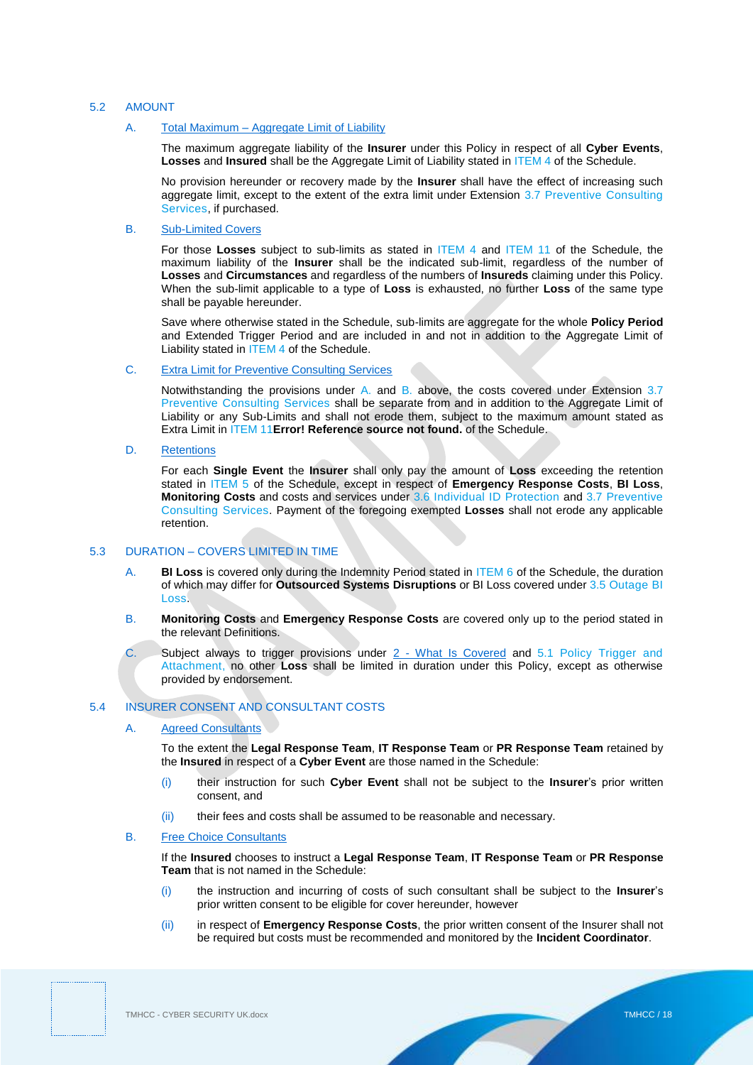## 5.2 AMOUNT

### A. Total Maximum – Aggregate Limit of Liability

The maximum aggregate liability of the **Insurer** under this Policy in respect of all **Cyber Events**, **Losses** and **Insured** shall be the Aggregate Limit of Liability stated in ITEM 4 of the Schedule.

No provision hereunder or recovery made by the **Insurer** shall have the effect of increasing such aggregate limit, except to the extent of the extra limit under Extension 3.7 Preventive Consulting Services, if purchased.

### B. Sub-Limited Covers

For those **Losses** subject to sub-limits as stated in ITEM 4 and ITEM 11 of the Schedule, the maximum liability of the **Insurer** shall be the indicated sub-limit, regardless of the number of **Losses** and **Circumstances** and regardless of the numbers of **Insureds** claiming under this Policy. When the sub-limit applicable to a type of **Loss** is exhausted, no further **Loss** of the same type shall be payable hereunder.

Save where otherwise stated in the Schedule, sub-limits are aggregate for the whole **Policy Period** and Extended Trigger Period and are included in and not in addition to the Aggregate Limit of Liability stated in ITEM 4 of the Schedule.

### C. Extra Limit for Preventive Consulting Services

Notwithstanding the provisions under A. and B. above, the costs covered under Extension 3.7 Preventive Consulting Services shall be separate from and in addition to the Aggregate Limit of Liability or any Sub-Limits and shall not erode them, subject to the maximum amount stated as Extra Limit in ITEM 11**Error! Reference source not found.** of the Schedule.

### D. Retentions

For each **Single Event** the **Insurer** shall only pay the amount of **Loss** exceeding the retention stated in ITEM 5 of the Schedule, except in respect of **Emergency Response Costs**, **BI Loss**, **Monitoring Costs** and costs and services under 3.6 Individual ID Protection and 3.7 Preventive Consulting Services. Payment of the foregoing exempted **Losses** shall not erode any applicable retention.

## 5.3 DURATION – COVERS LIMITED IN TIME

A. **BI Loss** is covered only during the Indemnity Period stated in ITEM 6 of the Schedule, the duration of which may differ for **Outsourced Systems Disruptions** or BI Loss covered under 3.5 Outage BI Loss.

B. **Monitoring Costs** and **Emergency Response Costs** are covered only up to the period stated in the relevant Definitions.

C. Subject always to trigger provisions under 2 - What Is Covered and 5.1 Policy Trigger and Attachment, no other **Loss** shall be limited in duration under this Policy, except as otherwise provided by endorsement.

## 5.4 INSURER CONSENT AND CONSULTANT COSTS

### A. Agreed Consultants

To the extent the **Legal Response Team**, **IT Response Team** or **PR Response Team** retained by the **Insured** in respect of a **Cyber Event** are those named in the Schedule:

(i) their instruction for such **Cyber Event** shall not be subject to the **Insurer**'s prior written consent, and

(ii) their fees and costs shall be assumed to be reasonable and necessary.

### B. Free Choice Consultants

If the **Insured** chooses to instruct a **Legal Response Team**, **IT Response Team** or **PR Response Team** that is not named in the Schedule:

(i) the instruction and incurring of costs of such consultant shall be subject to the **Insurer**'s prior written consent to be eligible for cover hereunder, however

(ii) in respect of **Emergency Response Costs**, the prior written consent of the Insurer shall not be required but costs must be recommended and monitored by the **Incident Coordinator**.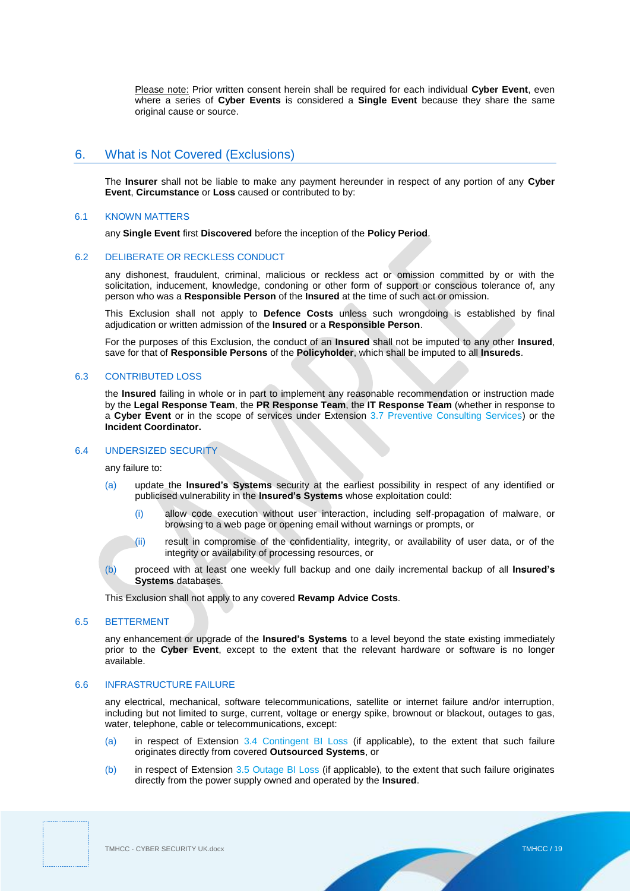Please note: Prior written consent herein shall be required for each individual **Cyber Event**, even where a series of **Cyber Events** is considered a **Single Event** because they share the same original cause or source.

## 6. What is Not Covered (Exclusions)

The **Insurer** shall not be liable to make any payment hereunder in respect of any portion of any **Cyber Event**, **Circumstance** or **Loss** caused or contributed to by:

### 6.1 KNOWN MATTERS

any **Single Event** first **Discovered** before the inception of the **Policy Period**.

### 6.2 DELIBERATE OR RECKLESS CONDUCT

any dishonest, fraudulent, criminal, malicious or reckless act or omission committed by or with the solicitation, inducement, knowledge, condoning or other form of support or conscious tolerance of, any person who was a **Responsible Person** of the **Insured** at the time of such act or omission.

This Exclusion shall not apply to **Defence Costs** unless such wrongdoing is established by final adjudication or written admission of the **Insured** or a **Responsible Person**.

For the purposes of this Exclusion, the conduct of an **Insured** shall not be imputed to any other **Insured**, save for that of **Responsible Persons** of the **Policyholder**, which shall be imputed to all **Insureds**.

### 6.3 CONTRIBUTED LOSS

the **Insured** failing in whole or in part to implement any reasonable recommendation or instruction made by the **Legal Response Team**, the **PR Response Team**, the **IT Response Team** (whether in response to a **Cyber Event** or in the scope of services under Extension 3.7 Preventive Consulting Services) or the **Incident Coordinator.**

### 6.4 UNDERSIZED SECURITY

any failure to:

(a) update the **Insured's Systems** security at the earliest possibility in respect of any identified or publicised vulnerability in the **Insured's Systems** whose exploitation could:

(i) allow code execution without user interaction, including self-propagation of malware, or browsing to a web page or opening email without warnings or prompts, or

(ii) result in compromise of the confidentiality, integrity, or availability of user data, or of the integrity or availability of processing resources, or

(b) proceed with at least one weekly full backup and one daily incremental backup of all **Insured's Systems** databases.

This Exclusion shall not apply to any covered **Revamp Advice Costs**.

### 6.5 BETTERMENT

any enhancement or upgrade of the **Insured's Systems** to a level beyond the state existing immediately prior to the **Cyber Event**, except to the extent that the relevant hardware or software is no longer available.

### 6.6 INFRASTRUCTURE FAILURE

any electrical, mechanical, software telecommunications, satellite or internet failure and/or interruption, including but not limited to surge, current, voltage or energy spike, brownout or blackout, outages to gas, water, telephone, cable or telecommunications, except:

(a) in respect of Extension 3.4 Contingent BI Loss (if applicable), to the extent that such failure originates directly from covered **Outsourced Systems**, or

(b) in respect of Extension 3.5 Outage BI Loss (if applicable), to the extent that such failure originates directly from the power supply owned and operated by the **Insured**.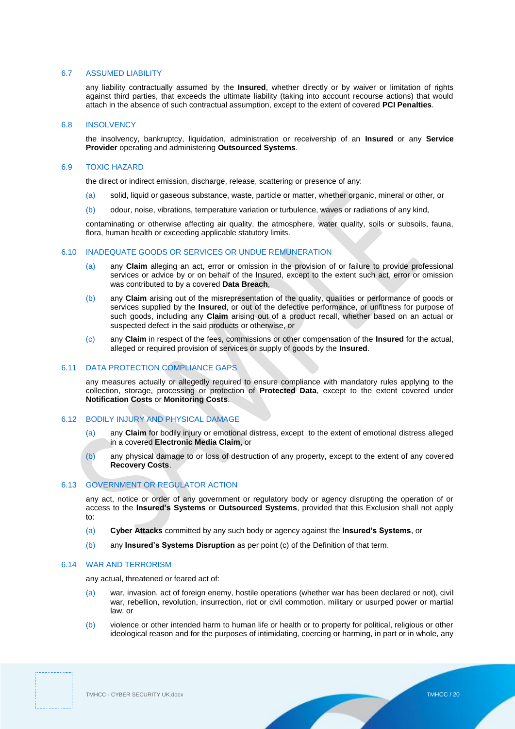### 6.7 ASSUMED LIABILITY

any liability contractually assumed by the **Insured**, whether directly or by waiver or limitation of rights against third parties, that exceeds the ultimate liability (taking into account recourse actions) that would attach in the absence of such contractual assumption, except to the extent of covered **PCI Penalties**.

### 6.8 INSOLVENCY

the insolvency, bankruptcy, liquidation, administration or receivership of an **Insured** or any **Service Provider** operating and administering **Outsourced Systems**.

### 6.9 TOXIC HAZARD

the direct or indirect emission, discharge, release, scattering or presence of any:

(a) solid, liquid or gaseous substance, waste, particle or matter, whether organic, mineral or other, or

(b) odour, noise, vibrations, temperature variation or turbulence, waves or radiations of any kind,

contaminating or otherwise affecting air quality, the atmosphere, water quality, soils or subsoils, fauna, flora, human health or exceeding applicable statutory limits.

### 6.10 INADEQUATE GOODS OR SERVICES OR UNDUE REMUNERATION

(a) any **Claim** alleging an act, error or omission in the provision of or failure to provide professional services or advice by or on behalf of the Insured, except to the extent such act, error or omission was contributed to by a covered **Data Breach**,

(b) any **Claim** arising out of the misrepresentation of the quality, qualities or performance of goods or services supplied by the **Insured**, or out of the defective performance, or unfitness for purpose of such goods, including any **Claim** arising out of a product recall, whether based on an actual or suspected defect in the said products or otherwise, or

(c) any **Claim** in respect of the fees, commissions or other compensation of the **Insured** for the actual, alleged or required provision of services or supply of goods by the **Insured**.

### 6.11 DATA PROTECTION COMPLIANCE GAPS

any measures actually or allegedly required to ensure compliance with mandatory rules applying to the collection, storage, processing or protection of **Protected Data**, except to the extent covered under **Notification Costs** or **Monitoring Costs**.

### 6.12 BODILY INJURY AND PHYSICAL DAMAGE

(a) any **Claim** for bodily injury or emotional distress, except to the extent of emotional distress alleged in a covered **Electronic Media Claim**, or

(b) any physical damage to or loss of destruction of any property, except to the extent of any covered **Recovery Costs**.

### 6.13 GOVERNMENT OR REGULATOR ACTION

any act, notice or order of any government or regulatory body or agency disrupting the operation of or access to the **Insured's Systems** or **Outsourced Systems**, provided that this Exclusion shall not apply to:

(a) **Cyber Attacks** committed by any such body or agency against the **Insured's Systems**, or

(b) any **Insured's Systems Disruption** as per point (c) of the Definition of that term.

### 6.14 WAR AND TERRORISM

any actual, threatened or feared act of:

(a) war, invasion, act of foreign enemy, hostile operations (whether war has been declared or not), civil war, rebellion, revolution, insurrection, riot or civil commotion, military or usurped power or martial law, or

(b) violence or other intended harm to human life or health or to property for political, religious or other ideological reason and for the purposes of intimidating, coercing or harming, in part or in whole, any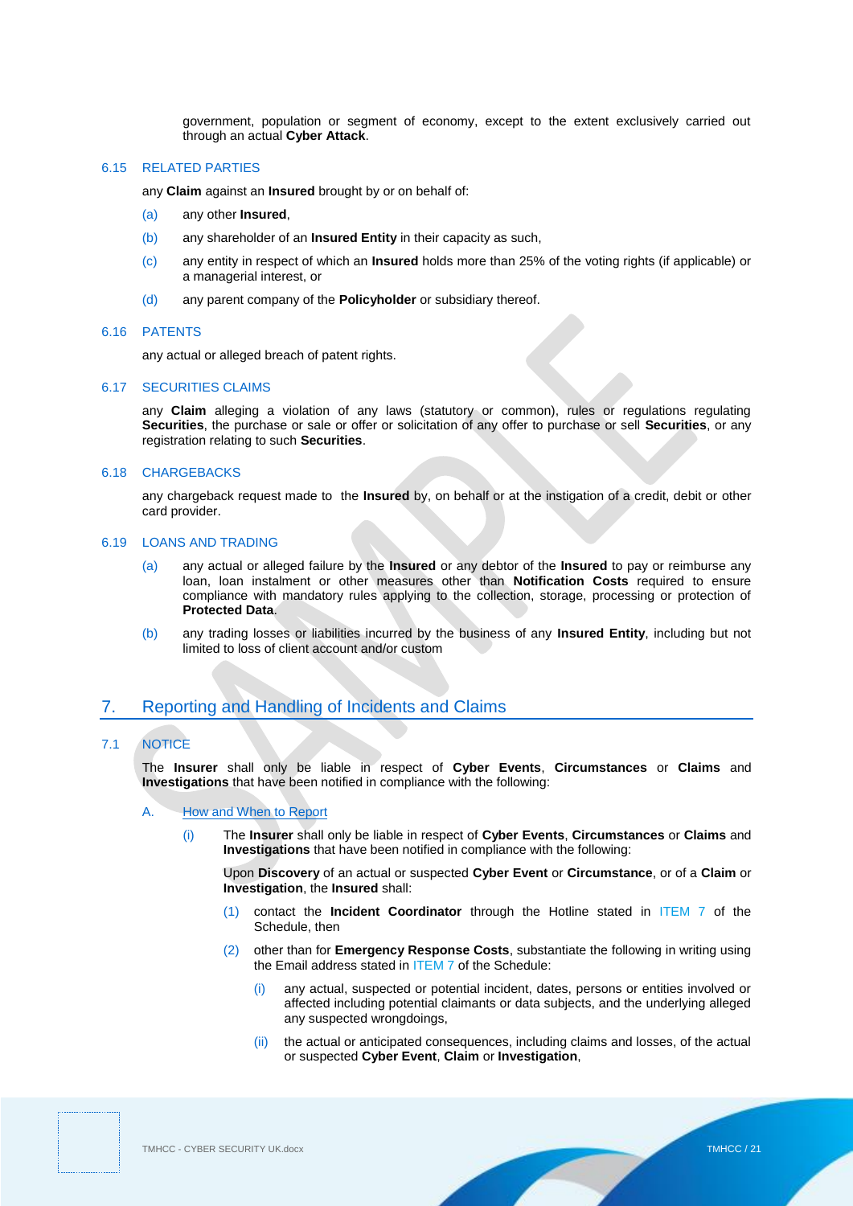government, population or segment of economy, except to the extent exclusively carried out through an actual **Cyber Attack**.

### 6.15 RELATED PARTIES

any **Claim** against an **Insured** brought by or on behalf of:

(a) any other **Insured**,

(b) any shareholder of an **Insured Entity** in their capacity as such,

(c) any entity in respect of which an **Insured** holds more than 25% of the voting rights (if applicable) or a managerial interest, or

(d) any parent company of the **Policyholder** or subsidiary thereof.

### 6.16 PATENTS

any actual or alleged breach of patent rights.

### 6.17 SECURITIES CLAIMS

any **Claim** alleging a violation of any laws (statutory or common), rules or regulations regulating **Securities**, the purchase or sale or offer or solicitation of any offer to purchase or sell **Securities**, or any registration relating to such **Securities**.

### 6.18 CHARGEBACKS

any chargeback request made to the **Insured** by, on behalf or at the instigation of a credit, debit or other card provider.

### 6.19 LOANS AND TRADING

(a) any actual or alleged failure by the **Insured** or any debtor of the **Insured** to pay or reimburse any loan, loan instalment or other measures other than **Notification Costs** required to ensure compliance with mandatory rules applying to the collection, storage, processing or protection of **Protected Data**.

(b) any trading losses or liabilities incurred by the business of any **Insured Entity**, including but not limited to loss of client account and/or custom

## 7. Reporting and Handling of Incidents and Claims

### 7.1 NOTICE

The **Insurer** shall only be liable in respect of **Cyber Events**, **Circumstances** or **Claims** and **Investigations** that have been notified in compliance with the following:

A. How and When to Report

(i) The **Insurer** shall only be liable in respect of **Cyber Events**, **Circumstances** or **Claims** and **Investigations** that have been notified in compliance with the following:

Upon **Discovery** of an actual or suspected **Cyber Event** or **Circumstance**, or of a **Claim** or **Investigation**, the **Insured** shall:

(1) contact the **Incident Coordinator** through the Hotline stated in ITEM 7 of the Schedule, then

(2) other than for **Emergency Response Costs**, substantiate the following in writing using the Email address stated in ITEM 7 of the Schedule:

(i) any actual, suspected or potential incident, dates, persons or entities involved or affected including potential claimants or data subjects, and the underlying alleged any suspected wrongdoings,

(ii) the actual or anticipated consequences, including claims and losses, of the actual or suspected **Cyber Event**, **Claim** or **Investigation**,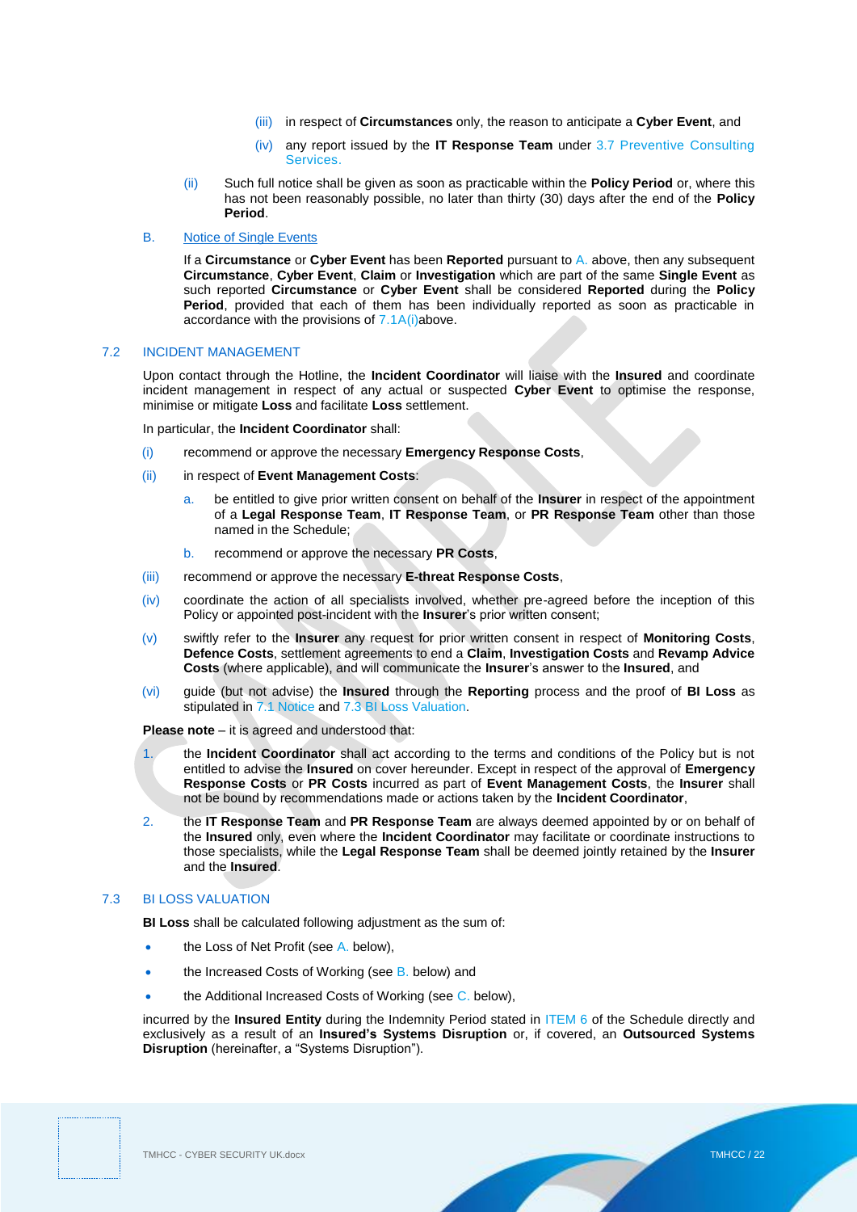(iii) in respect of **Circumstances** only, the reason to anticipate a **Cyber Event**, and

(iv) any report issued by the **IT Response Team** under 3.7 Preventive Consulting Services.

(ii) Such full notice shall be given as soon as practicable within the **Policy Period** or, where this has not been reasonably possible, no later than thirty (30) days after the end of the **Policy Period**.

B. Notice of Single Events

If a **Circumstance** or **Cyber Event** has been **Reported** pursuant to A. above, then any subsequent **Circumstance**, **Cyber Event**, **Claim** or **Investigation** which are part of the same **Single Event** as such reported **Circumstance** or **Cyber Event** shall be considered **Reported** during the **Policy Period**, provided that each of them has been individually reported as soon as practicable in accordance with the provisions of 7.1A(i)above.

## 7.2 INCIDENT MANAGEMENT

Upon contact through the Hotline, the **Incident Coordinator** will liaise with the **Insured** and coordinate incident management in respect of any actual or suspected **Cyber Event** to optimise the response, minimise or mitigate **Loss** and facilitate **Loss** settlement.

In particular, the **Incident Coordinator** shall:

(i) recommend or approve the necessary **Emergency Response Costs**,

(ii) in respect of **Event Management Costs**:

  a. be entitled to give prior written consent on behalf of the **Insurer** in respect of the appointment of a **Legal Response Team**, **IT Response Team**, or **PR Response Team** other than those named in the Schedule;

  b. recommend or approve the necessary **PR Costs**,

(iii) recommend or approve the necessary **E-threat Response Costs**,

(iv) coordinate the action of all specialists involved, whether pre-agreed before the inception of this Policy or appointed post-incident with the **Insurer**'s prior written consent;

(v) swiftly refer to the **Insurer** any request for prior written consent in respect of **Monitoring Costs**, **Defence Costs**, settlement agreements to end a **Claim**, **Investigation Costs** and **Revamp Advice Costs** (where applicable), and will communicate the **Insurer**'s answer to the **Insured**, and

(vi) guide (but not advise) the **Insured** through the **Reporting** process and the proof of **BI Loss** as stipulated in 7.1 Notice and 7.3 BI Loss Valuation.

**Please note** – it is agreed and understood that:

1. the **Incident Coordinator** shall act according to the terms and conditions of the Policy but is not entitled to advise the **Insured** on cover hereunder. Except in respect of the approval of **Emergency Response Costs** or **PR Costs** incurred as part of **Event Management Costs**, the **Insurer** shall not be bound by recommendations made or actions taken by the **Incident Coordinator**,

2. the **IT Response Team** and **PR Response Team** are always deemed appointed by or on behalf of the **Insured** only, even where the **Incident Coordinator** may facilitate or coordinate instructions to those specialists, while the **Legal Response Team** shall be deemed jointly retained by the **Insurer** and the **Insured**.

## 7.3 BI LOSS VALUATION

**BI Loss** shall be calculated following adjustment as the sum of:

- the Loss of Net Profit (see A. below),
- the Increased Costs of Working (see B. below) and
- the Additional Increased Costs of Working (see C. below),

incurred by the **Insured Entity** during the Indemnity Period stated in ITEM 6 of the Schedule directly and exclusively as a result of an **Insured's Systems Disruption** or, if covered, an **Outsourced Systems Disruption** (hereinafter, a "Systems Disruption").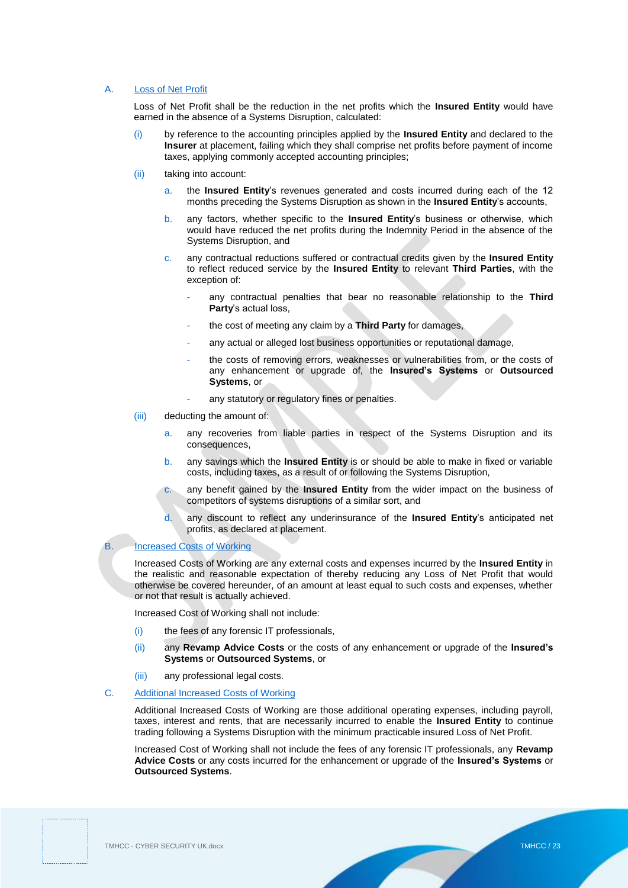A. Loss of Net Profit

Loss of Net Profit shall be the reduction in the net profits which the **Insured Entity** would have earned in the absence of a Systems Disruption, calculated:

(i) by reference to the accounting principles applied by the **Insured Entity** and declared to the **Insurer** at placement, failing which they shall comprise net profits before payment of income taxes, applying commonly accepted accounting principles;

(ii) taking into account:

a. the **Insured Entity**'s revenues generated and costs incurred during each of the 12 months preceding the Systems Disruption as shown in the **Insured Entity**'s accounts,

b. any factors, whether specific to the **Insured Entity**'s business or otherwise, which would have reduced the net profits during the Indemnity Period in the absence of the Systems Disruption, and

c. any contractual reductions suffered or contractual credits given by the **Insured Entity** to reflect reduced service by the **Insured Entity** to relevant **Third Parties**, with the exception of:

- any contractual penalties that bear no reasonable relationship to the **Third Party**'s actual loss,
- the cost of meeting any claim by a **Third Party** for damages,
- any actual or alleged lost business opportunities or reputational damage,
- the costs of removing errors, weaknesses or vulnerabilities from, or the costs of any enhancement or upgrade of, the **Insured's Systems** or **Outsourced Systems**, or
- any statutory or regulatory fines or penalties.

(iii) deducting the amount of:

a. any recoveries from liable parties in respect of the Systems Disruption and its consequences,

b. any savings which the **Insured Entity** is or should be able to make in fixed or variable costs, including taxes, as a result of or following the Systems Disruption,

c. any benefit gained by the **Insured Entity** from the wider impact on the business of competitors of systems disruptions of a similar sort, and

d. any discount to reflect any underinsurance of the **Insured Entity**'s anticipated net profits, as declared at placement.

B. Increased Costs of Working

Increased Costs of Working are any external costs and expenses incurred by the **Insured Entity** in the realistic and reasonable expectation of thereby reducing any Loss of Net Profit that would otherwise be covered hereunder, of an amount at least equal to such costs and expenses, whether or not that result is actually achieved.

Increased Cost of Working shall not include:

(i) the fees of any forensic IT professionals,

(ii) any **Revamp Advice Costs** or the costs of any enhancement or upgrade of the **Insured's Systems** or **Outsourced Systems**, or

(iii) any professional legal costs.

C. Additional Increased Costs of Working

Additional Increased Costs of Working are those additional operating expenses, including payroll, taxes, interest and rents, that are necessarily incurred to enable the **Insured Entity** to continue trading following a Systems Disruption with the minimum practicable insured Loss of Net Profit.

Increased Cost of Working shall not include the fees of any forensic IT professionals, any **Revamp Advice Costs** or any costs incurred for the enhancement or upgrade of the **Insured's Systems** or **Outsourced Systems**.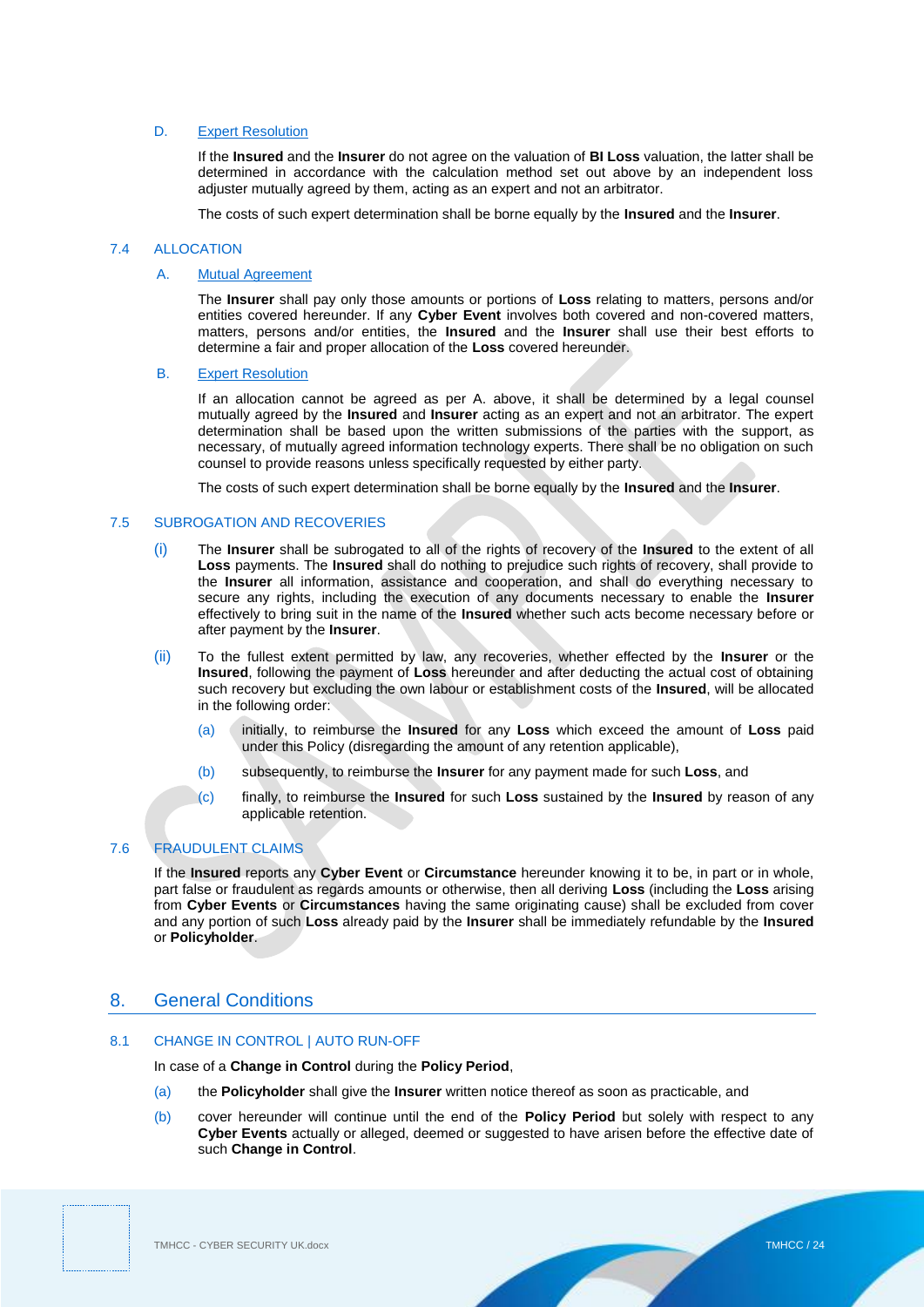D. Expert Resolution

If the **Insured** and the **Insurer** do not agree on the valuation of **BI Loss** valuation, the latter shall be determined in accordance with the calculation method set out above by an independent loss adjuster mutually agreed by them, acting as an expert and not an arbitrator.

The costs of such expert determination shall be borne equally by the **Insured** and the **Insurer**.

### 7.4 ALLOCATION

A. Mutual Agreement

The **Insurer** shall pay only those amounts or portions of **Loss** relating to matters, persons and/or entities covered hereunder. If any **Cyber Event** involves both covered and non-covered matters, matters, persons and/or entities, the **Insured** and the **Insurer** shall use their best efforts to determine a fair and proper allocation of the **Loss** covered hereunder.

B. Expert Resolution

If an allocation cannot be agreed as per A. above, it shall be determined by a legal counsel mutually agreed by the **Insured** and **Insurer** acting as an expert and not an arbitrator. The expert determination shall be based upon the written submissions of the parties with the support, as necessary, of mutually agreed information technology experts. There shall be no obligation on such counsel to provide reasons unless specifically requested by either party.

The costs of such expert determination shall be borne equally by the **Insured** and the **Insurer**.

### 7.5 SUBROGATION AND RECOVERIES

(i) The **Insurer** shall be subrogated to all of the rights of recovery of the **Insured** to the extent of all **Loss** payments. The **Insured** shall do nothing to prejudice such rights of recovery, shall provide to the **Insurer** all information, assistance and cooperation, and shall do everything necessary to secure any rights, including the execution of any documents necessary to enable the **Insurer** effectively to bring suit in the name of the **Insured** whether such acts become necessary before or after payment by the **Insurer**.

(ii) To the fullest extent permitted by law, any recoveries, whether effected by the **Insurer** or the **Insured**, following the payment of **Loss** hereunder and after deducting the actual cost of obtaining such recovery but excluding the own labour or establishment costs of the **Insured**, will be allocated in the following order:

(a) initially, to reimburse the **Insured** for any **Loss** which exceed the amount of **Loss** paid under this Policy (disregarding the amount of any retention applicable),

(b) subsequently, to reimburse the **Insurer** for any payment made for such **Loss**, and

(c) finally, to reimburse the **Insured** for such **Loss** sustained by the **Insured** by reason of any applicable retention.

### 7.6 FRAUDULENT CLAIMS

If the **Insured** reports any **Cyber Event** or **Circumstance** hereunder knowing it to be, in part or in whole, part false or fraudulent as regards amounts or otherwise, then all deriving **Loss** (including the **Loss** arising from **Cyber Events** or **Circumstances** having the same originating cause) shall be excluded from cover and any portion of such **Loss** already paid by the **Insurer** shall be immediately refundable by the **Insured** or **Policyholder**.

## 8. General Conditions

### 8.1 CHANGE IN CONTROL | AUTO RUN-OFF

In case of a **Change in Control** during the **Policy Period**,

(a) the **Policyholder** shall give the **Insurer** written notice thereof as soon as practicable, and

(b) cover hereunder will continue until the end of the **Policy Period** but solely with respect to any **Cyber Events** actually or alleged, deemed or suggested to have arisen before the effective date of such **Change in Control**.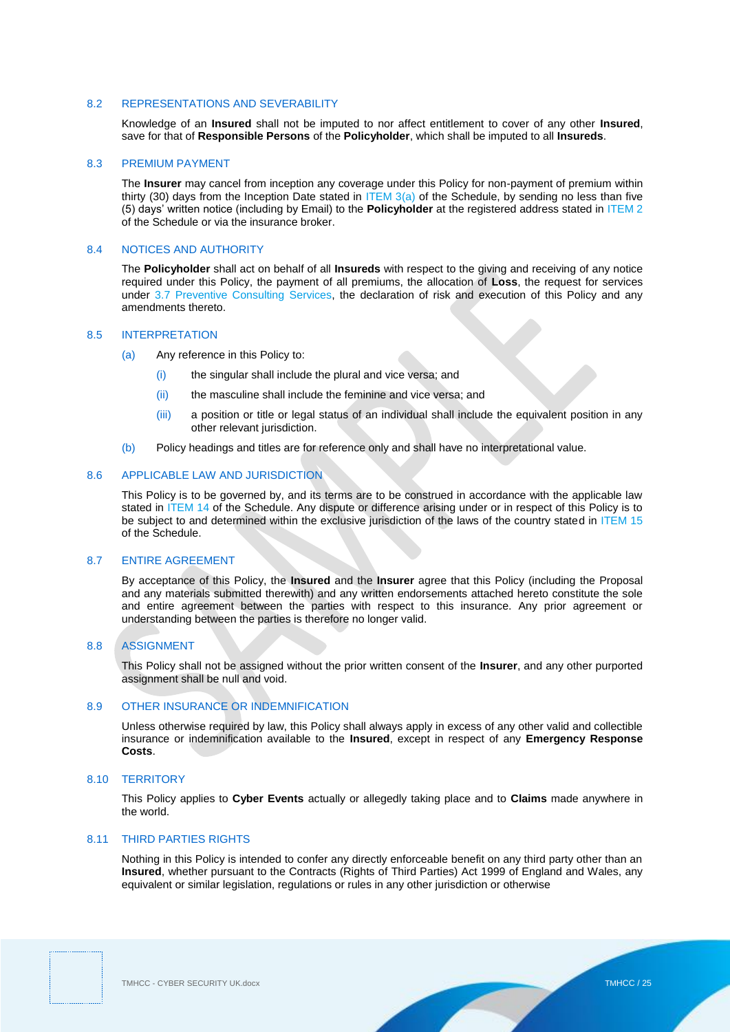## 8.2 REPRESENTATIONS AND SEVERABILITY

Knowledge of an **Insured** shall not be imputed to nor affect entitlement to cover of any other **Insured**, save for that of **Responsible Persons** of the **Policyholder**, which shall be imputed to all **Insureds**.

## 8.3 PREMIUM PAYMENT

The **Insurer** may cancel from inception any coverage under this Policy for non-payment of premium within thirty (30) days from the Inception Date stated in ITEM 3(a) of the Schedule, by sending no less than five (5) days' written notice (including by Email) to the **Policyholder** at the registered address stated in ITEM 2 of the Schedule or via the insurance broker.

## 8.4 NOTICES AND AUTHORITY

The **Policyholder** shall act on behalf of all **Insureds** with respect to the giving and receiving of any notice required under this Policy, the payment of all premiums, the allocation of **Loss**, the request for services under 3.7 Preventive Consulting Services, the declaration of risk and execution of this Policy and any amendments thereto.

## 8.5 INTERPRETATION

(a) Any reference in this Policy to:

(i) the singular shall include the plural and vice versa; and

(ii) the masculine shall include the feminine and vice versa; and

(iii) a position or title or legal status of an individual shall include the equivalent position in any other relevant jurisdiction.

(b) Policy headings and titles are for reference only and shall have no interpretational value.

## 8.6 APPLICABLE LAW AND JURISDICTION

This Policy is to be governed by, and its terms are to be construed in accordance with the applicable law stated in ITEM 14 of the Schedule. Any dispute or difference arising under or in respect of this Policy is to be subject to and determined within the exclusive jurisdiction of the laws of the country stated in ITEM 15 of the Schedule.

## 8.7 ENTIRE AGREEMENT

By acceptance of this Policy, the **Insured** and the **Insurer** agree that this Policy (including the Proposal and any materials submitted therewith) and any written endorsements attached hereto constitute the sole and entire agreement between the parties with respect to this insurance. Any prior agreement or understanding between the parties is therefore no longer valid.

## 8.8 ASSIGNMENT

This Policy shall not be assigned without the prior written consent of the **Insurer**, and any other purported assignment shall be null and void.

## 8.9 OTHER INSURANCE OR INDEMNIFICATION

Unless otherwise required by law, this Policy shall always apply in excess of any other valid and collectible insurance or indemnification available to the **Insured**, except in respect of any **Emergency Response Costs**.

## 8.10 TERRITORY

This Policy applies to **Cyber Events** actually or allegedly taking place and to **Claims** made anywhere in the world.

## 8.11 THIRD PARTIES RIGHTS

Nothing in this Policy is intended to confer any directly enforceable benefit on any third party other than an **Insured**, whether pursuant to the Contracts (Rights of Third Parties) Act 1999 of England and Wales, any equivalent or similar legislation, regulations or rules in any other jurisdiction or otherwise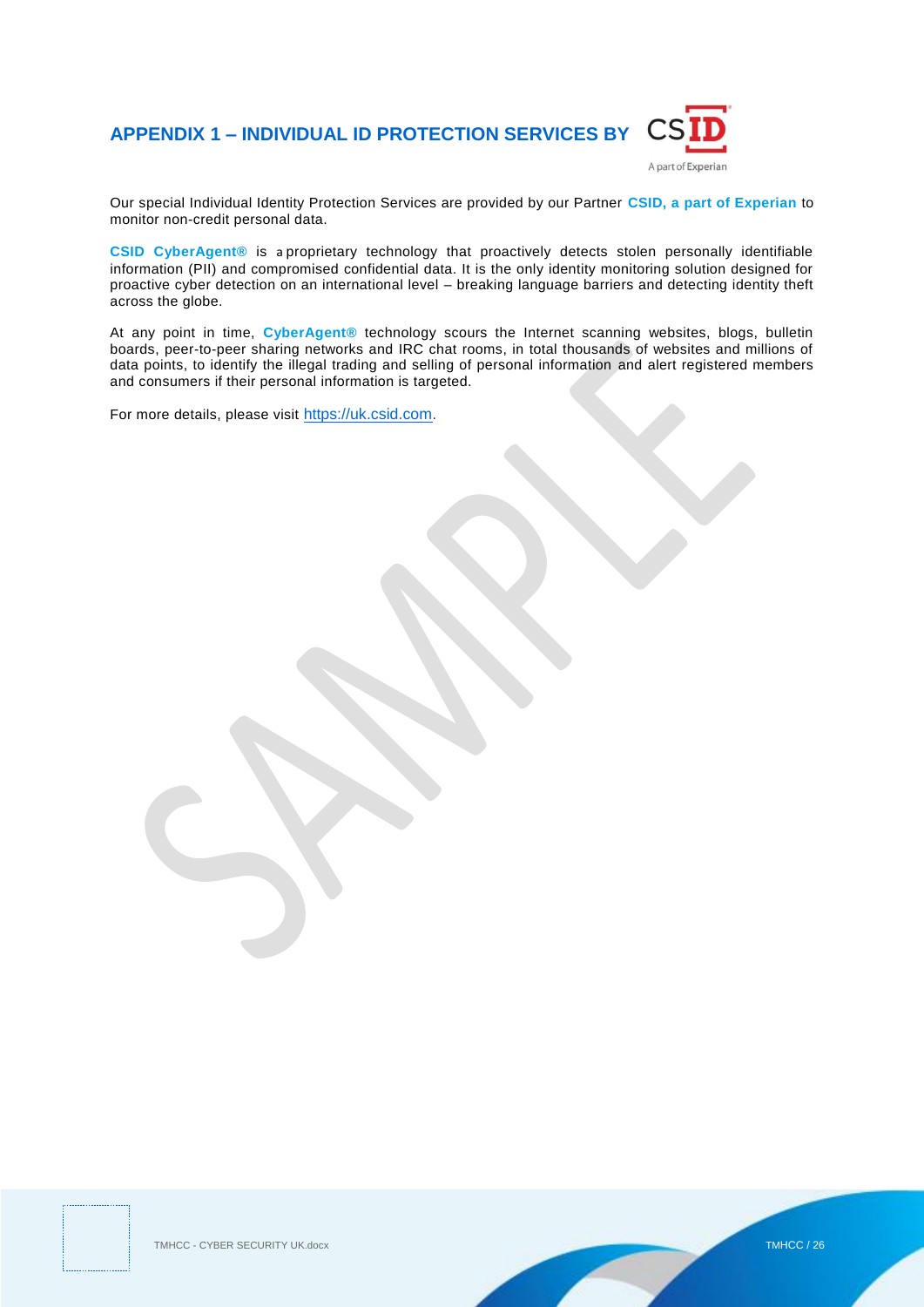# APPENDIX 1 – INDIVIDUAL ID PROTECTION SERVICES BY CSID

A part of Experian

Our special Individual Identity Protection Services are provided by our Partner **CSID, a part of Experian** to monitor non-credit personal data.

**CSID CyberAgent®** is a proprietary technology that proactively detects stolen personally identifiable information (PII) and compromised confidential data. It is the only identity monitoring solution designed for proactive cyber detection on an international level – breaking language barriers and detecting identity theft across the globe.

At any point in time, **CyberAgent®** technology scours the Internet scanning websites, blogs, bulletin boards, peer-to-peer sharing networks and IRC chat rooms, in total thousands of websites and millions of data points, to identify the illegal trading and selling of personal information and alert registered members and consumers if their personal information is targeted.

For more details, please visit https://uk.csid.com.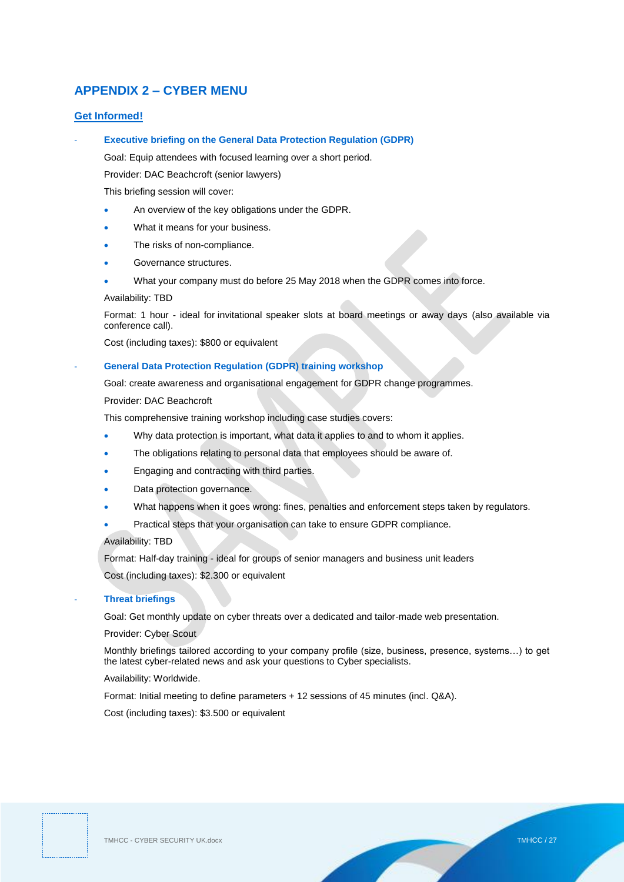# APPENDIX 2 – CYBER MENU

## Get Informed!

- **Executive briefing on the General Data Protection Regulation (GDPR)**

  Goal: Equip attendees with focused learning over a short period.

  Provider: DAC Beachcroft (senior lawyers)

  This briefing session will cover:

  - An overview of the key obligations under the GDPR.
  - What it means for your business.
  - The risks of non-compliance.
  - Governance structures.
  - What your company must do before 25 May 2018 when the GDPR comes into force.

  Availability: TBD

  Format: 1 hour - ideal for invitational speaker slots at board meetings or away days (also available via conference call).

  Cost (including taxes): $800 or equivalent

- **General Data Protection Regulation (GDPR) training workshop**

  Goal: create awareness and organisational engagement for GDPR change programmes.

  Provider: DAC Beachcroft

  This comprehensive training workshop including case studies covers:

  - Why data protection is important, what data it applies to and to whom it applies.
  - The obligations relating to personal data that employees should be aware of.
  - Engaging and contracting with third parties.
  - Data protection governance.
  - What happens when it goes wrong: fines, penalties and enforcement steps taken by regulators.
  - Practical steps that your organisation can take to ensure GDPR compliance.

  Availability: TBD

  Format: Half-day training - ideal for groups of senior managers and business unit leaders

  Cost (including taxes): $2.300 or equivalent

- **Threat briefings**

  Goal: Get monthly update on cyber threats over a dedicated and tailor-made web presentation.

  Provider: Cyber Scout

  Monthly briefings tailored according to your company profile (size, business, presence, systems…) to get the latest cyber-related news and ask your questions to Cyber specialists.

  Availability: Worldwide.

  Format: Initial meeting to define parameters + 12 sessions of 45 minutes (incl. Q&A).

  Cost (including taxes): $3.500 or equivalent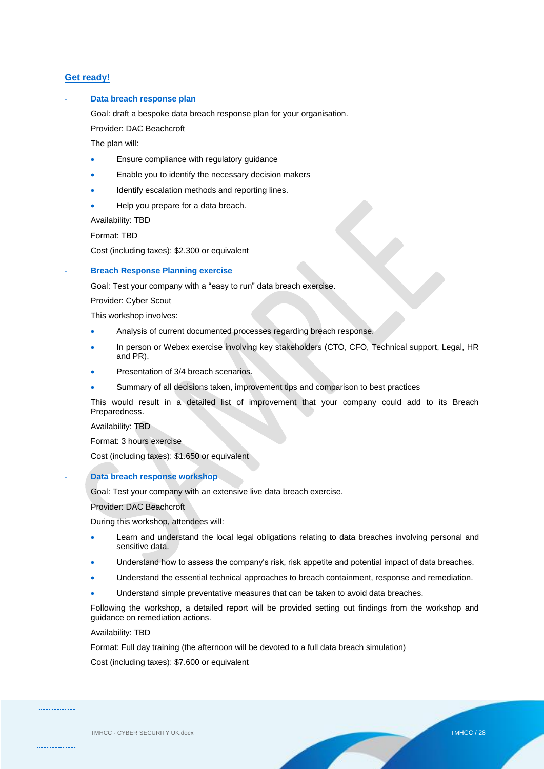## Get ready!

- **Data breach response plan**

Goal: draft a bespoke data breach response plan for your organisation.

Provider: DAC Beachcroft

The plan will:

- Ensure compliance with regulatory guidance
- Enable you to identify the necessary decision makers
- Identify escalation methods and reporting lines.
- Help you prepare for a data breach.

Availability: TBD

Format: TBD

Cost (including taxes): $2.300 or equivalent

- **Breach Response Planning exercise**

Goal: Test your company with a “easy to run” data breach exercise.

Provider: Cyber Scout

This workshop involves:

- Analysis of current documented processes regarding breach response.
- In person or Webex exercise involving key stakeholders (CTO, CFO, Technical support, Legal, HR and PR).
- Presentation of 3/4 breach scenarios.
- Summary of all decisions taken, improvement tips and comparison to best practices

This would result in a detailed list of improvement that your company could add to its Breach Preparedness.

Availability: TBD

Format: 3 hours exercise

Cost (including taxes): $1.650 or equivalent

- **Data breach response workshop**

Goal: Test your company with an extensive live data breach exercise.

Provider: DAC Beachcroft

During this workshop, attendees will:

- Learn and understand the local legal obligations relating to data breaches involving personal and sensitive data.
- Understand how to assess the company’s risk, risk appetite and potential impact of data breaches.
- Understand the essential technical approaches to breach containment, response and remediation.
- Understand simple preventative measures that can be taken to avoid data breaches.

Following the workshop, a detailed report will be provided setting out findings from the workshop and guidance on remediation actions.

Availability: TBD

Format: Full day training (the afternoon will be devoted to a full data breach simulation)

Cost (including taxes): $7.600 or equivalent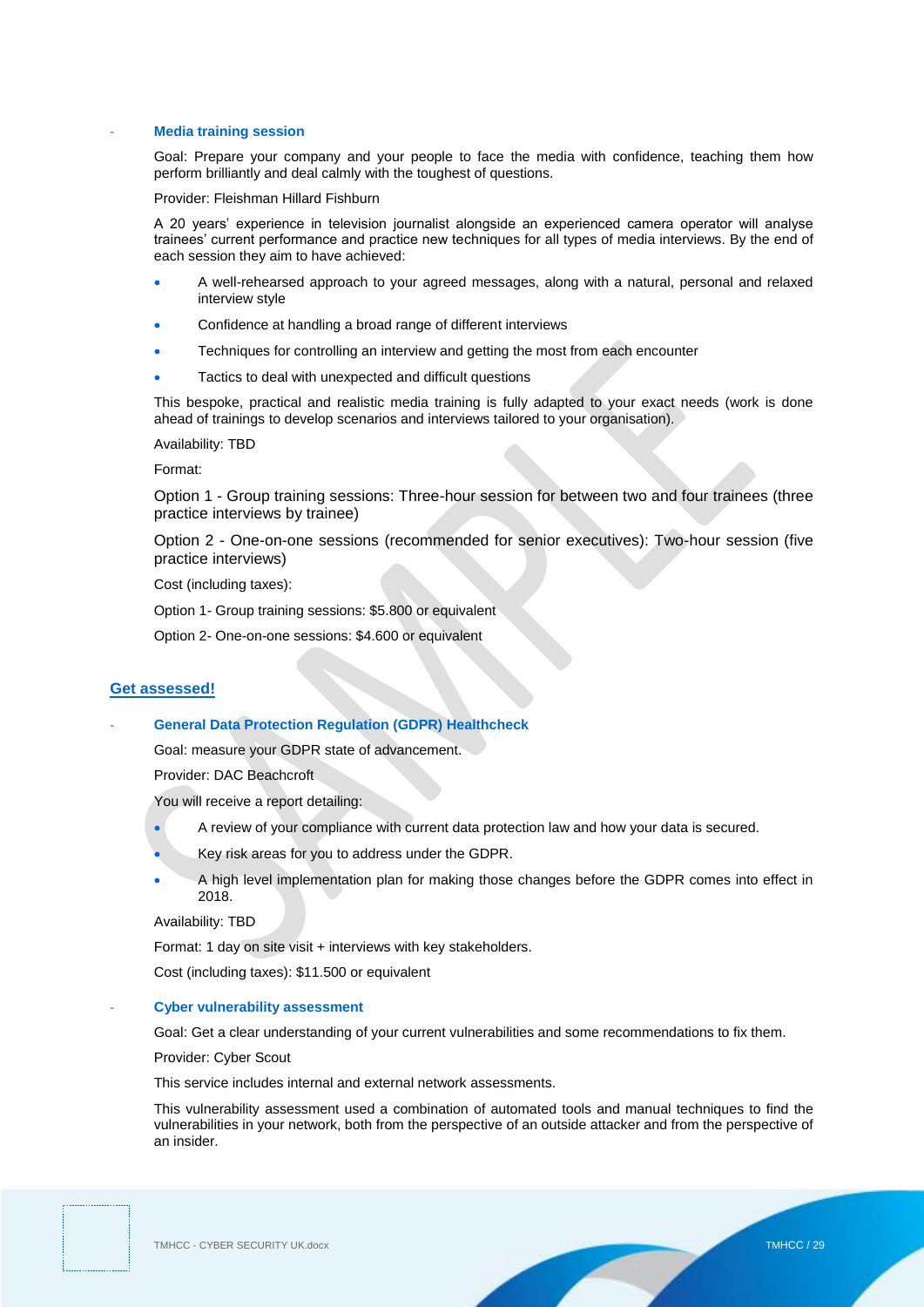- **Media training session**

Goal: Prepare your company and your people to face the media with confidence, teaching them how perform brilliantly and deal calmly with the toughest of questions.

Provider: Fleishman Hillard Fishburn

A 20 years' experience in television journalist alongside an experienced camera operator will analyse trainees' current performance and practice new techniques for all types of media interviews. By the end of each session they aim to have achieved:

- A well-rehearsed approach to your agreed messages, along with a natural, personal and relaxed interview style
- Confidence at handling a broad range of different interviews
- Techniques for controlling an interview and getting the most from each encounter
- Tactics to deal with unexpected and difficult questions

This bespoke, practical and realistic media training is fully adapted to your exact needs (work is done ahead of trainings to develop scenarios and interviews tailored to your organisation).

Availability: TBD

Format:

Option 1 - Group training sessions: Three-hour session for between two and four trainees (three practice interviews by trainee)

Option 2 - One-on-one sessions (recommended for senior executives): Two-hour session (five practice interviews)

Cost (including taxes):

Option 1- Group training sessions: $5.800 or equivalent

Option 2- One-on-one sessions: $4.600 or equivalent

## Get assessed!

- **General Data Protection Regulation (GDPR) Healthcheck**

Goal: measure your GDPR state of advancement.

Provider: DAC Beachcroft

You will receive a report detailing:

- A review of your compliance with current data protection law and how your data is secured.
- Key risk areas for you to address under the GDPR.
- A high level implementation plan for making those changes before the GDPR comes into effect in 2018.

Availability: TBD

Format: 1 day on site visit + interviews with key stakeholders.

Cost (including taxes): $11.500 or equivalent

- **Cyber vulnerability assessment**

Goal: Get a clear understanding of your current vulnerabilities and some recommendations to fix them.

Provider: Cyber Scout

This service includes internal and external network assessments.

This vulnerability assessment used a combination of automated tools and manual techniques to find the vulnerabilities in your network, both from the perspective of an outside attacker and from the perspective of an insider.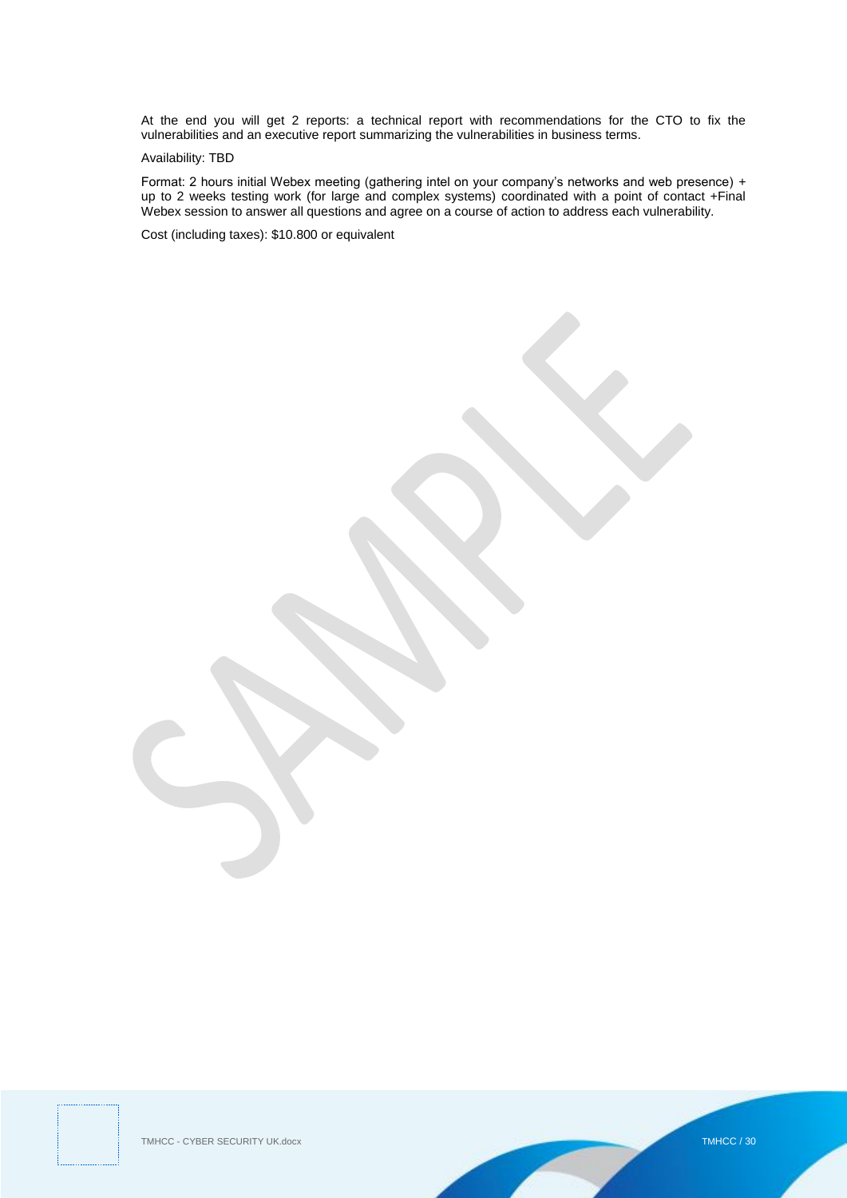At the end you will get 2 reports: a technical report with recommendations for the CTO to fix the vulnerabilities and an executive report summarizing the vulnerabilities in business terms.

Availability: TBD

Format: 2 hours initial Webex meeting (gathering intel on your company's networks and web presence) + up to 2 weeks testing work (for large and complex systems) coordinated with a point of contact +Final Webex session to answer all questions and agree on a course of action to address each vulnerability.

Cost (including taxes): $10.800 or equivalent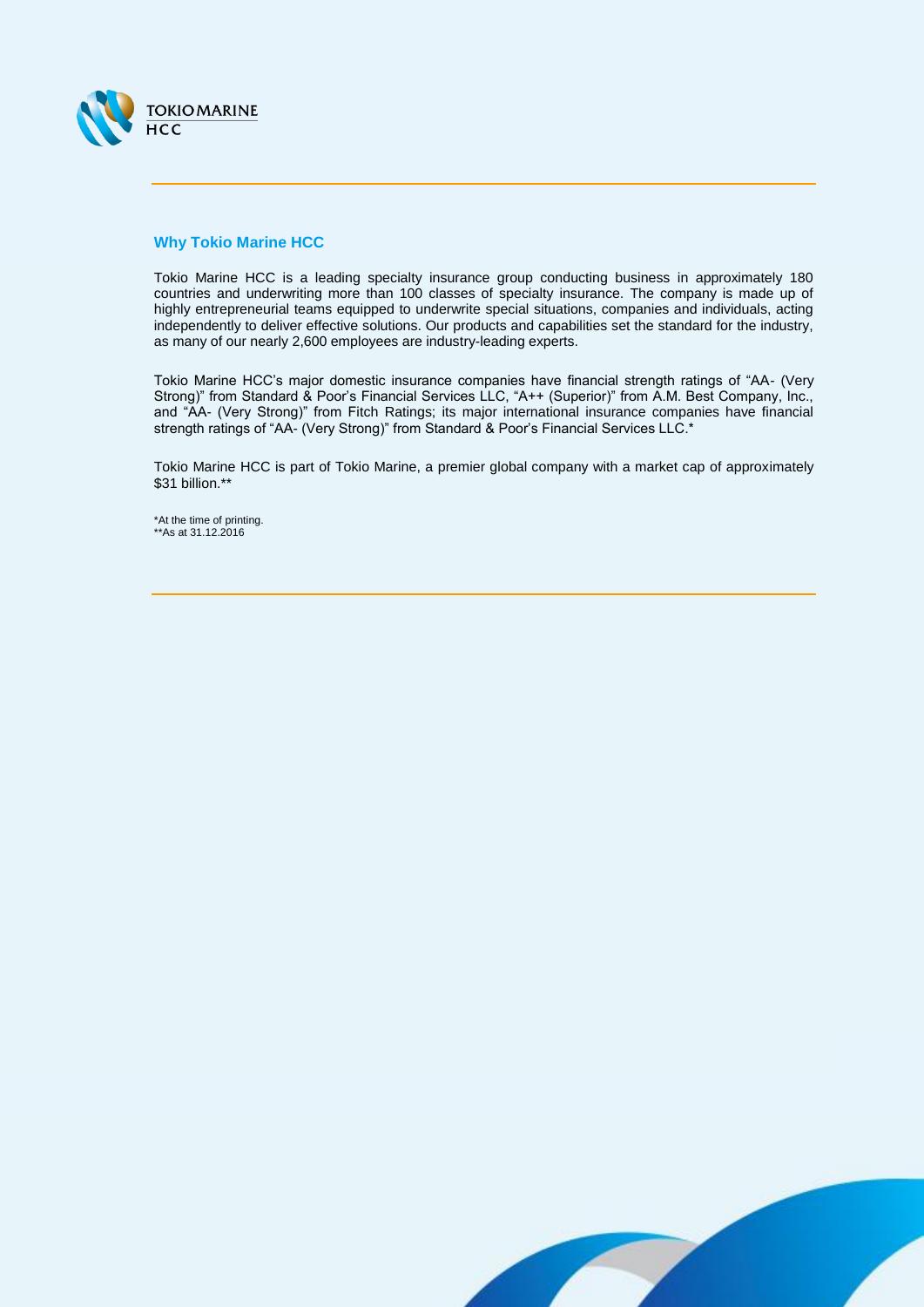TOKIO MARINE
HCC

## Why Tokio Marine HCC

Tokio Marine HCC is a leading specialty insurance group conducting business in approximately 180 countries and underwriting more than 100 classes of specialty insurance. The company is made up of highly entrepreneurial teams equipped to underwrite special situations, companies and individuals, acting independently to deliver effective solutions. Our products and capabilities set the standard for the industry, as many of our nearly 2,600 employees are industry-leading experts.

Tokio Marine HCC's major domestic insurance companies have financial strength ratings of "AA- (Very Strong)" from Standard & Poor's Financial Services LLC, "A++ (Superior)" from A.M. Best Company, Inc., and "AA- (Very Strong)" from Fitch Ratings; its major international insurance companies have financial strength ratings of "AA- (Very Strong)" from Standard & Poor's Financial Services LLC.*

Tokio Marine HCC is part of Tokio Marine, a premier global company with a market cap of approximately $31 billion.**

*At the time of printing.
**As at 31.12.2016